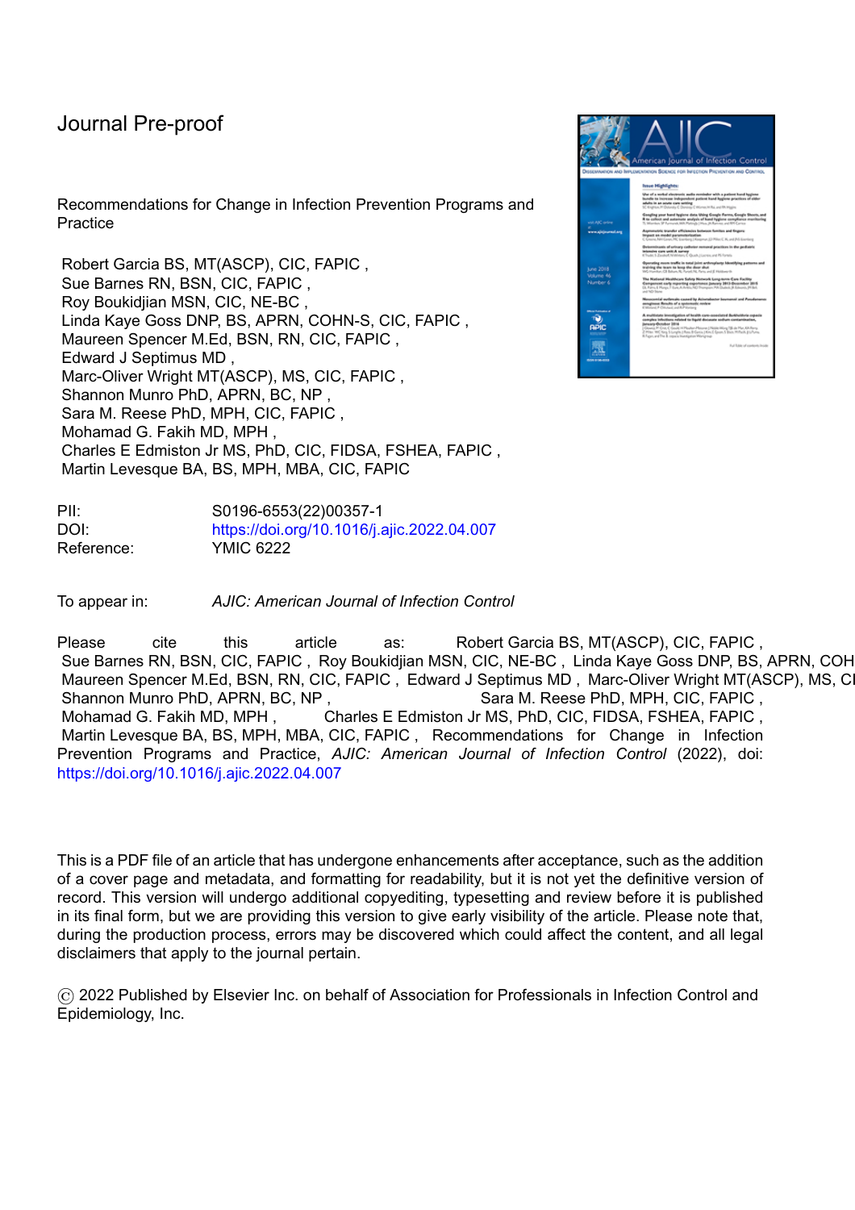Journal Pre-proof

Recommendations for Change in Infection Prevention Programs and Practice

Robert Garcia BS, MT(ASCP), CIC, FAPIC ,
Sue Barnes RN, BSN, CIC, FAPIC ,
Roy Boukidjian MSN, CIC, NE-BC ,
Linda Kaye Goss DNP, BS, APRN, COHN-S, CIC, FAPIC ,
Maureen Spencer M.Ed, BSN, RN, CIC, FAPIC ,
Edward J Septimus MD ,
Marc-Oliver Wright MT(ASCP), MS, CIC, FAPIC ,
Shannon Munro PhD, APRN, BC, NP ,
Sara M. Reese PhD, MPH, CIC, FAPIC ,
Mohamad G. Fakih MD, MPH ,
Charles E Edmiston Jr MS, PhD, CIC, FIDSA, FSHEA, FAPIC ,
Martin Levesque BA, BS, MPH, MBA, CIC, FAPIC

PII: S0196-6553(22)00357-1
DOI: https://doi.org/10.1016/j.ajic.2022.04.007
Reference: YMIC 6222

To appear in: *AJIC: American Journal of Infection Control*

Please cite this article as: Robert Garcia BS, MT(ASCP), CIC, FAPIC , Sue Barnes RN, BSN, CIC, FAPIC , Roy Boukidjian MSN, CIC, NE-BC , Linda Kaye Goss DNP, BS, APRN, COHN-S, CIC, FAPIC , Maureen Spencer M.Ed, BSN, RN, CIC, FAPIC , Edward J Septimus MD , Marc-Oliver Wright MT(ASCP), MS, CIC, FAPIC , Shannon Munro PhD, APRN, BC, NP , Sara M. Reese PhD, MPH, CIC, FAPIC , Mohamad G. Fakih MD, MPH , Charles E Edmiston Jr MS, PhD, CIC, FIDSA, FSHEA, FAPIC , Martin Levesque BA, BS, MPH, MBA, CIC, FAPIC , Recommendations for Change in Infection Prevention Programs and Practice, *AJIC: American Journal of Infection Control* (2022), doi: https://doi.org/10.1016/j.ajic.2022.04.007

This is a PDF file of an article that has undergone enhancements after acceptance, such as the addition of a cover page and metadata, and formatting for readability, but it is not yet the definitive version of record. This version will undergo additional copyediting, typesetting and review before it is published in its final form, but we are providing this version to give early visibility of the article. Please note that, during the production process, errors may be discovered which could affect the content, and all legal disclaimers that apply to the journal pertain.

© 2022 Published by Elsevier Inc. on behalf of Association for Professionals in Infection Control and Epidemiology, Inc.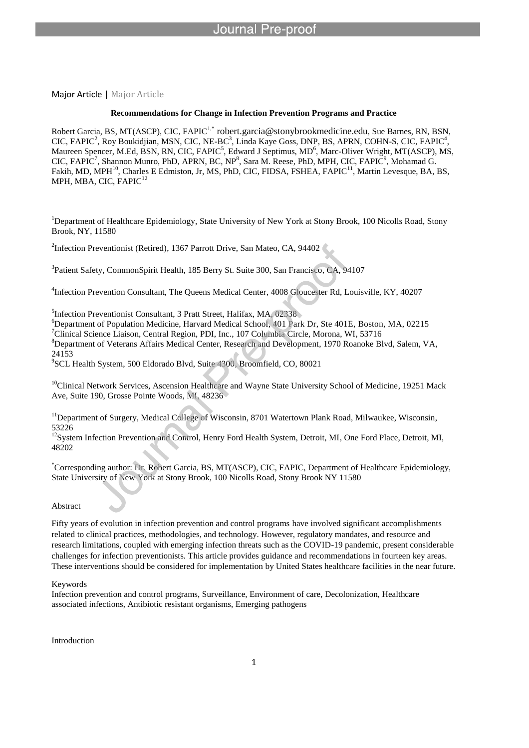Major Article | Major Article

**Recommendations for Change in Infection Prevention Programs and Practice**

Robert Garcia, BS, MT(ASCP), CIC, FAPIC[1,*] robert.garcia@stonybrookmedicine.edu, Sue Barnes, RN, BSN, CIC, FAPIC[2], Roy Boukidjian, MSN, CIC, NE-BC[3], Linda Kaye Goss, DNP, BS, APRN, COHN-S, CIC, FAPIC[4], Maureen Spencer, M.Ed, BSN, RN, CIC, FAPIC[5], Edward J Septimus, MD[6], Marc-Oliver Wright, MT(ASCP), MS, CIC, FAPIC[7], Shannon Munro, PhD, APRN, BC, NP[8], Sara M. Reese, PhD, MPH, CIC, FAPIC[9], Mohamad G. Fakih, MD, MPH[10], Charles E Edmiston, Jr, MS, PhD, CIC, FIDSA, FSHEA, FAPIC[11], Martin Levesque, BA, BS, MPH, MBA, CIC, FAPIC[12]

[1]Department of Healthcare Epidemiology, State University of New York at Stony Brook, 100 Nicolls Road, Stony Brook, NY, 11580

[2]Infection Preventionist (Retired), 1367 Parrott Drive, San Mateo, CA, 94402

[3]Patient Safety, CommonSpirit Health, 185 Berry St. Suite 300, San Francisco, CA, 94107

[4]Infection Prevention Consultant, The Queens Medical Center, 4008 Gloucester Rd, Louisville, KY, 40207

[5]Infection Preventionist Consultant, 3 Pratt Street, Halifax, MA, 02338

[6]Department of Population Medicine, Harvard Medical School, 401 Park Dr, Ste 401E, Boston, MA, 02215

[7]Clinical Science Liaison, Central Region, PDI, Inc., 107 Columbia Circle, Morona, WI, 53716

[8]Department of Veterans Affairs Medical Center, Research and Development, 1970 Roanoke Blvd, Salem, VA, 24153

[9]SCL Health System, 500 Eldorado Blvd, Suite 4300, Broomfield, CO, 80021

[10]Clinical Network Services, Ascension Healthcare and Wayne State University School of Medicine, 19251 Mack Ave, Suite 190, Grosse Pointe Woods, MI, 48236

[11]Department of Surgery, Medical College of Wisconsin, 8701 Watertown Plank Road, Milwaukee, Wisconsin, 53226

[12]System Infection Prevention and Control, Henry Ford Health System, Detroit, MI, One Ford Place, Detroit, MI, 48202

[*]Corresponding author: Dr. Robert Garcia, BS, MT(ASCP), CIC, FAPIC, Department of Healthcare Epidemiology, State University of New York at Stony Brook, 100 Nicolls Road, Stony Brook NY 11580

## Abstract

Fifty years of evolution in infection prevention and control programs have involved significant accomplishments related to clinical practices, methodologies, and technology. However, regulatory mandates, and resource and research limitations, coupled with emerging infection threats such as the COVID-19 pandemic, present considerable challenges for infection preventionists. This article provides guidance and recommendations in fourteen key areas. These interventions should be considered for implementation by United States healthcare facilities in the near future.

## Keywords

Infection prevention and control programs, Surveillance, Environment of care, Decolonization, Healthcare associated infections, Antibiotic resistant organisms, Emerging pathogens

## Introduction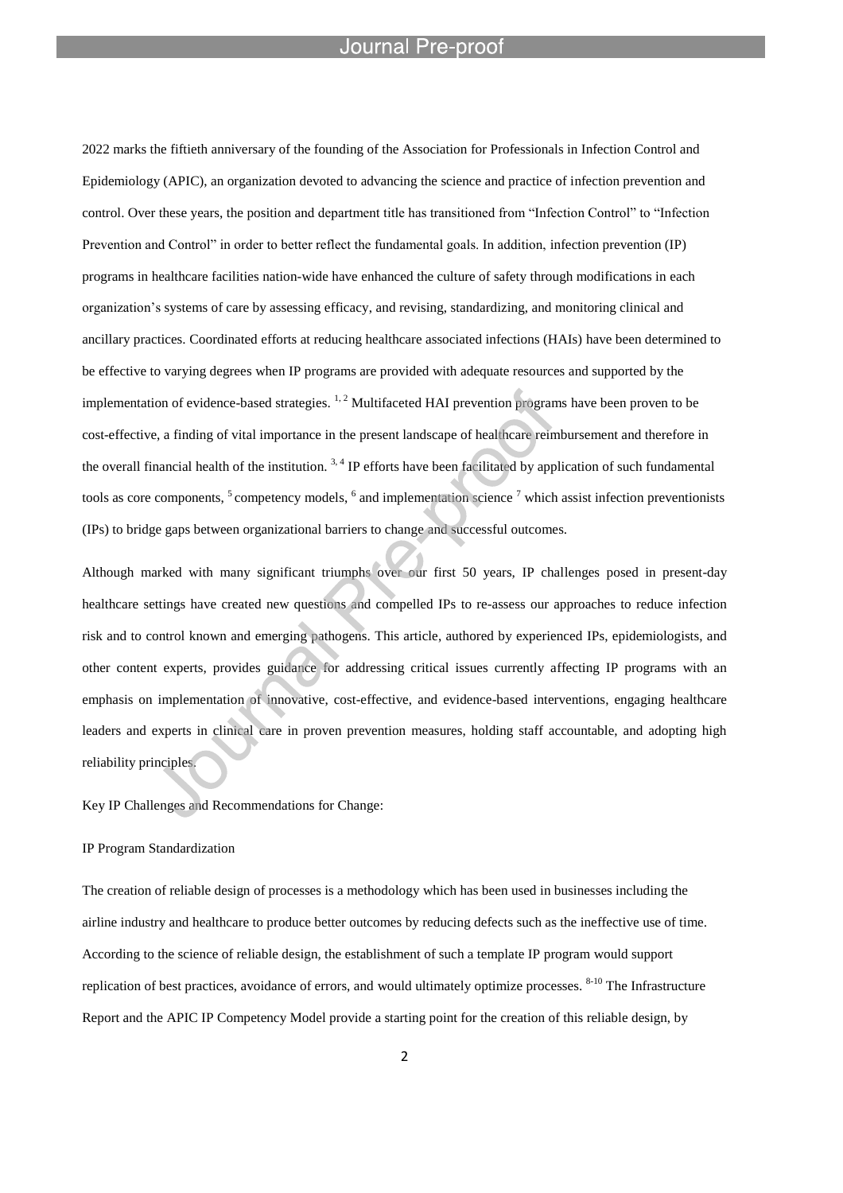2022 marks the fiftieth anniversary of the founding of the Association for Professionals in Infection Control and Epidemiology (APIC), an organization devoted to advancing the science and practice of infection prevention and control. Over these years, the position and department title has transitioned from "Infection Control" to "Infection Prevention and Control" in order to better reflect the fundamental goals. In addition, infection prevention (IP) programs in healthcare facilities nation-wide have enhanced the culture of safety through modifications in each organization's systems of care by assessing efficacy, and revising, standardizing, and monitoring clinical and ancillary practices. Coordinated efforts at reducing healthcare associated infections (HAIs) have been determined to be effective to varying degrees when IP programs are provided with adequate resources and supported by the implementation of evidence-based strategies. [1, 2] Multifaceted HAI prevention programs have been proven to be cost-effective, a finding of vital importance in the present landscape of healthcare reimbursement and therefore in the overall financial health of the institution. [3, 4] IP efforts have been facilitated by application of such fundamental tools as core components, [5] competency models, [6] and implementation science [7] which assist infection preventionists (IPs) to bridge gaps between organizational barriers to change and successful outcomes.

Although marked with many significant triumphs over our first 50 years, IP challenges posed in present-day healthcare settings have created new questions and compelled IPs to re-assess our approaches to reduce infection risk and to control known and emerging pathogens. This article, authored by experienced IPs, epidemiologists, and other content experts, provides guidance for addressing critical issues currently affecting IP programs with an emphasis on implementation of innovative, cost-effective, and evidence-based interventions, engaging healthcare leaders and experts in clinical care in proven prevention measures, holding staff accountable, and adopting high reliability principles.

Key IP Challenges and Recommendations for Change:

IP Program Standardization

The creation of reliable design of processes is a methodology which has been used in businesses including the airline industry and healthcare to produce better outcomes by reducing defects such as the ineffective use of time. According to the science of reliable design, the establishment of such a template IP program would support replication of best practices, avoidance of errors, and would ultimately optimize processes. [8-10] The Infrastructure Report and the APIC IP Competency Model provide a starting point for the creation of this reliable design, by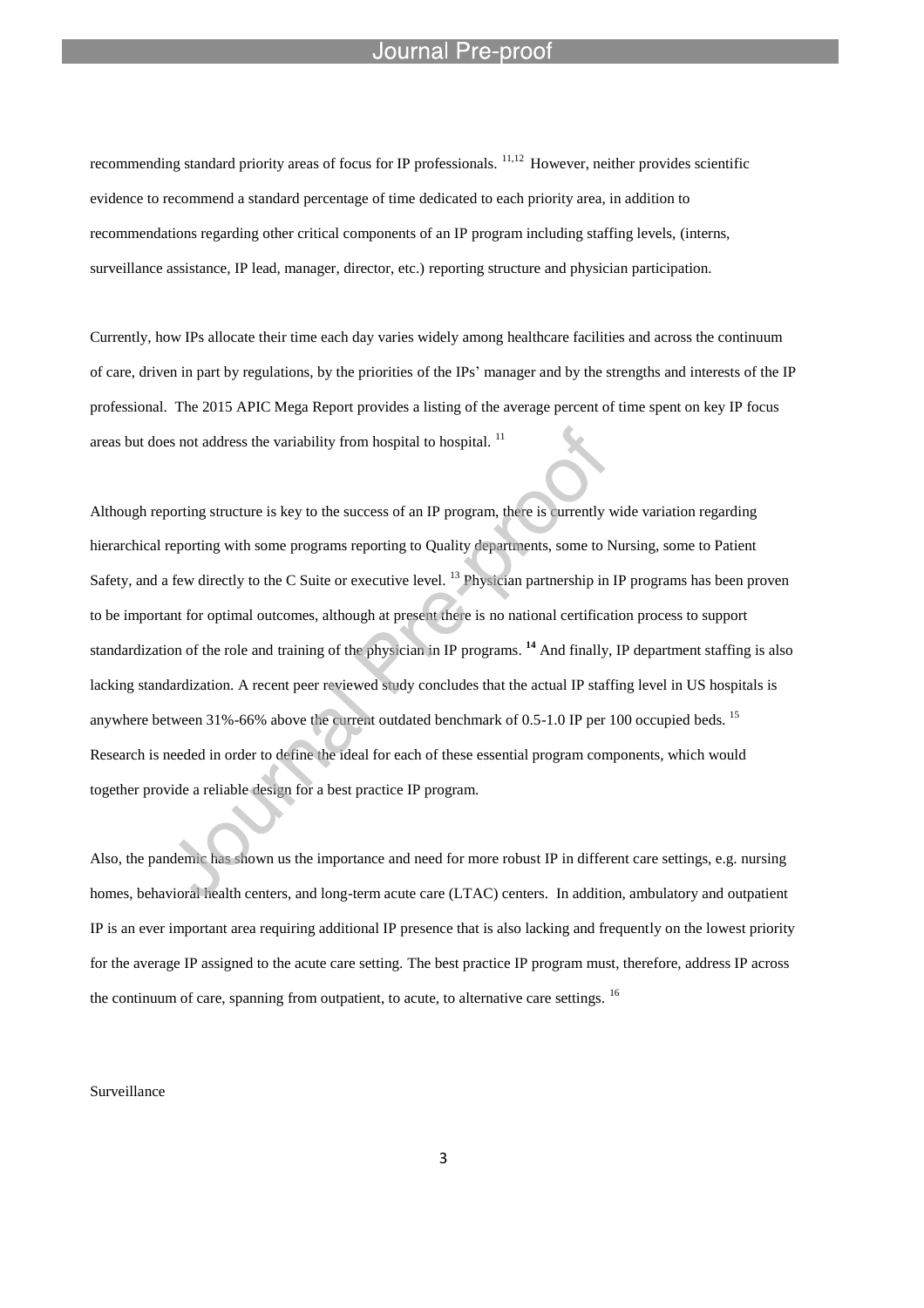recommending standard priority areas of focus for IP professionals. [11,12] However, neither provides scientific evidence to recommend a standard percentage of time dedicated to each priority area, in addition to recommendations regarding other critical components of an IP program including staffing levels, (interns, surveillance assistance, IP lead, manager, director, etc.) reporting structure and physician participation.

Currently, how IPs allocate their time each day varies widely among healthcare facilities and across the continuum of care, driven in part by regulations, by the priorities of the IPs' manager and by the strengths and interests of the IP professional. The 2015 APIC Mega Report provides a listing of the average percent of time spent on key IP focus areas but does not address the variability from hospital to hospital. [11]

Although reporting structure is key to the success of an IP program, there is currently wide variation regarding hierarchical reporting with some programs reporting to Quality departments, some to Nursing, some to Patient Safety, and a few directly to the C Suite or executive level. [13] Physician partnership in IP programs has been proven to be important for optimal outcomes, although at present there is no national certification process to support standardization of the role and training of the physician in IP programs. [14] And finally, IP department staffing is also lacking standardization. A recent peer reviewed study concludes that the actual IP staffing level in US hospitals is anywhere between 31%-66% above the current outdated benchmark of 0.5-1.0 IP per 100 occupied beds. [15] Research is needed in order to define the ideal for each of these essential program components, which would together provide a reliable design for a best practice IP program.

Also, the pandemic has shown us the importance and need for more robust IP in different care settings, e.g. nursing homes, behavioral health centers, and long-term acute care (LTAC) centers. In addition, ambulatory and outpatient IP is an ever important area requiring additional IP presence that is also lacking and frequently on the lowest priority for the average IP assigned to the acute care setting. The best practice IP program must, therefore, address IP across the continuum of care, spanning from outpatient, to acute, to alternative care settings. [16]

Surveillance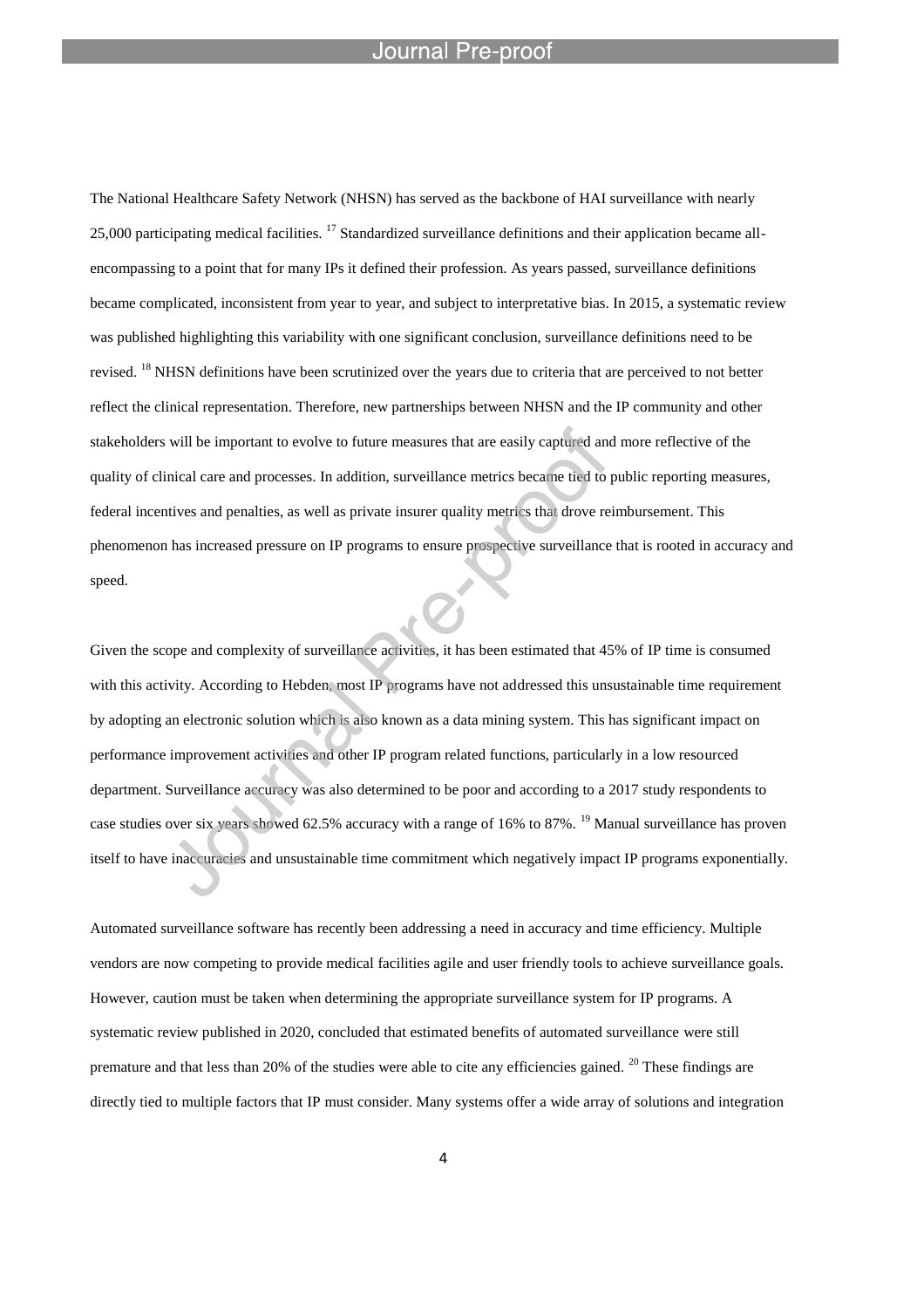The National Healthcare Safety Network (NHSN) has served as the backbone of HAI surveillance with nearly 25,000 participating medical facilities. [17] Standardized surveillance definitions and their application became all-encompassing to a point that for many IPs it defined their profession. As years passed, surveillance definitions became complicated, inconsistent from year to year, and subject to interpretative bias. In 2015, a systematic review was published highlighting this variability with one significant conclusion, surveillance definitions need to be revised. [18] NHSN definitions have been scrutinized over the years due to criteria that are perceived to not better reflect the clinical representation. Therefore, new partnerships between NHSN and the IP community and other stakeholders will be important to evolve to future measures that are easily captured and more reflective of the quality of clinical care and processes. In addition, surveillance metrics became tied to public reporting measures, federal incentives and penalties, as well as private insurer quality metrics that drove reimbursement. This phenomenon has increased pressure on IP programs to ensure prospective surveillance that is rooted in accuracy and speed.

Given the scope and complexity of surveillance activities, it has been estimated that 45% of IP time is consumed with this activity. According to Hebden, most IP programs have not addressed this unsustainable time requirement by adopting an electronic solution which is also known as a data mining system. This has significant impact on performance improvement activities and other IP program related functions, particularly in a low resourced department. Surveillance accuracy was also determined to be poor and according to a 2017 study respondents to case studies over six years showed 62.5% accuracy with a range of 16% to 87%. [19] Manual surveillance has proven itself to have inaccuracies and unsustainable time commitment which negatively impact IP programs exponentially.

Automated surveillance software has recently been addressing a need in accuracy and time efficiency. Multiple vendors are now competing to provide medical facilities agile and user friendly tools to achieve surveillance goals. However, caution must be taken when determining the appropriate surveillance system for IP programs. A systematic review published in 2020, concluded that estimated benefits of automated surveillance were still premature and that less than 20% of the studies were able to cite any efficiencies gained. [20] These findings are directly tied to multiple factors that IP must consider. Many systems offer a wide array of solutions and integration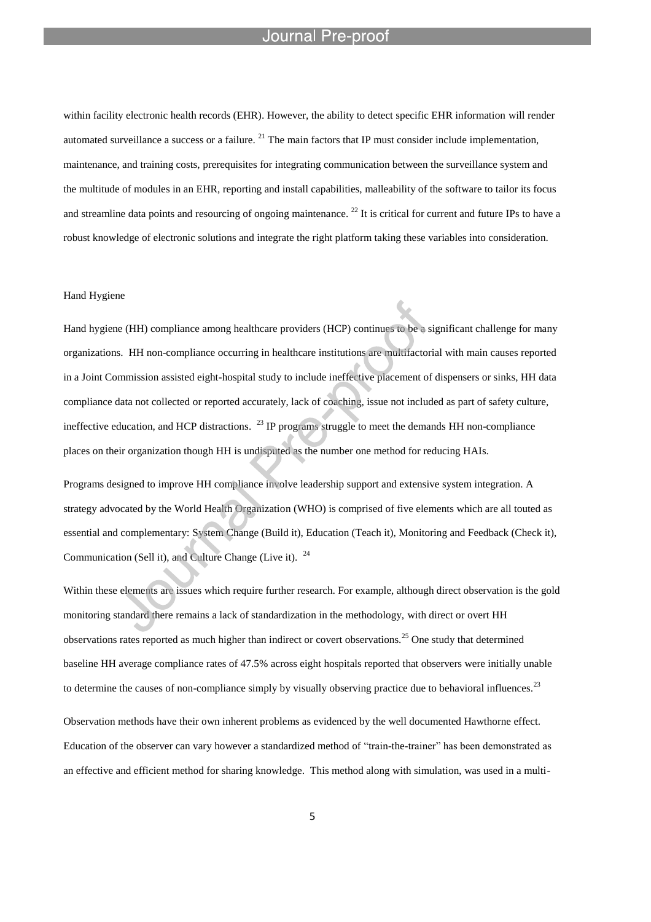within facility electronic health records (EHR). However, the ability to detect specific EHR information will render automated surveillance a success or a failure. [21] The main factors that IP must consider include implementation, maintenance, and training costs, prerequisites for integrating communication between the surveillance system and the multitude of modules in an EHR, reporting and install capabilities, malleability of the software to tailor its focus and streamline data points and resourcing of ongoing maintenance. [22] It is critical for current and future IPs to have a robust knowledge of electronic solutions and integrate the right platform taking these variables into consideration.

## Hand Hygiene

Hand hygiene (HH) compliance among healthcare providers (HCP) continues to be a significant challenge for many organizations. HH non-compliance occurring in healthcare institutions are multifactorial with main causes reported in a Joint Commission assisted eight-hospital study to include ineffective placement of dispensers or sinks, HH data compliance data not collected or reported accurately, lack of coaching, issue not included as part of safety culture, ineffective education, and HCP distractions. [23] IP programs struggle to meet the demands HH non-compliance places on their organization though HH is undisputed as the number one method for reducing HAIs.

Programs designed to improve HH compliance involve leadership support and extensive system integration. A strategy advocated by the World Health Organization (WHO) is comprised of five elements which are all touted as essential and complementary: System Change (Build it), Education (Teach it), Monitoring and Feedback (Check it), Communication (Sell it), and Culture Change (Live it). [24]

Within these elements are issues which require further research. For example, although direct observation is the gold monitoring standard there remains a lack of standardization in the methodology, with direct or overt HH observations rates reported as much higher than indirect or covert observations.[25] One study that determined baseline HH average compliance rates of 47.5% across eight hospitals reported that observers were initially unable to determine the causes of non-compliance simply by visually observing practice due to behavioral influences.[23]

Observation methods have their own inherent problems as evidenced by the well documented Hawthorne effect. Education of the observer can vary however a standardized method of "train-the-trainer" has been demonstrated as an effective and efficient method for sharing knowledge. This method along with simulation, was used in a multi-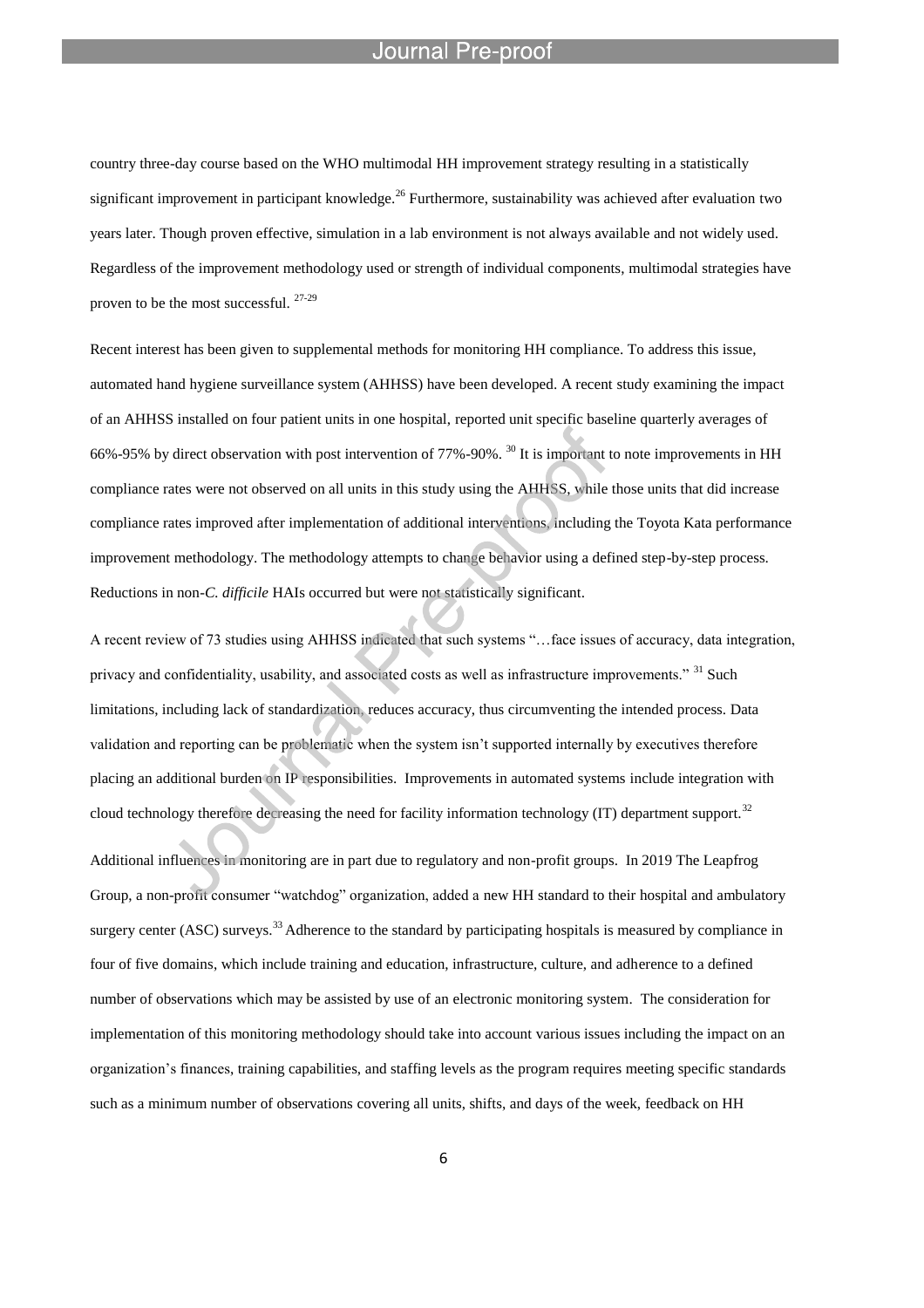country three-day course based on the WHO multimodal HH improvement strategy resulting in a statistically significant improvement in participant knowledge.[26] Furthermore, sustainability was achieved after evaluation two years later. Though proven effective, simulation in a lab environment is not always available and not widely used. Regardless of the improvement methodology used or strength of individual components, multimodal strategies have proven to be the most successful. [27-29]

Recent interest has been given to supplemental methods for monitoring HH compliance. To address this issue, automated hand hygiene surveillance system (AHHSS) have been developed. A recent study examining the impact of an AHHSS installed on four patient units in one hospital, reported unit specific baseline quarterly averages of 66%-95% by direct observation with post intervention of 77%-90%. [30] It is important to note improvements in HH compliance rates were not observed on all units in this study using the AHHSS, while those units that did increase compliance rates improved after implementation of additional interventions, including the Toyota Kata performance improvement methodology. The methodology attempts to change behavior using a defined step-by-step process. Reductions in non-*C. difficile* HAIs occurred but were not statistically significant.

A recent review of 73 studies using AHHSS indicated that such systems "…face issues of accuracy, data integration, privacy and confidentiality, usability, and associated costs as well as infrastructure improvements." [31] Such limitations, including lack of standardization, reduces accuracy, thus circumventing the intended process. Data validation and reporting can be problematic when the system isn't supported internally by executives therefore placing an additional burden on IP responsibilities. Improvements in automated systems include integration with cloud technology therefore decreasing the need for facility information technology (IT) department support.[32]

Additional influences in monitoring are in part due to regulatory and non-profit groups. In 2019 The Leapfrog Group, a non-profit consumer "watchdog" organization, added a new HH standard to their hospital and ambulatory surgery center (ASC) surveys.[33] Adherence to the standard by participating hospitals is measured by compliance in four of five domains, which include training and education, infrastructure, culture, and adherence to a defined number of observations which may be assisted by use of an electronic monitoring system. The consideration for implementation of this monitoring methodology should take into account various issues including the impact on an organization's finances, training capabilities, and staffing levels as the program requires meeting specific standards such as a minimum number of observations covering all units, shifts, and days of the week, feedback on HH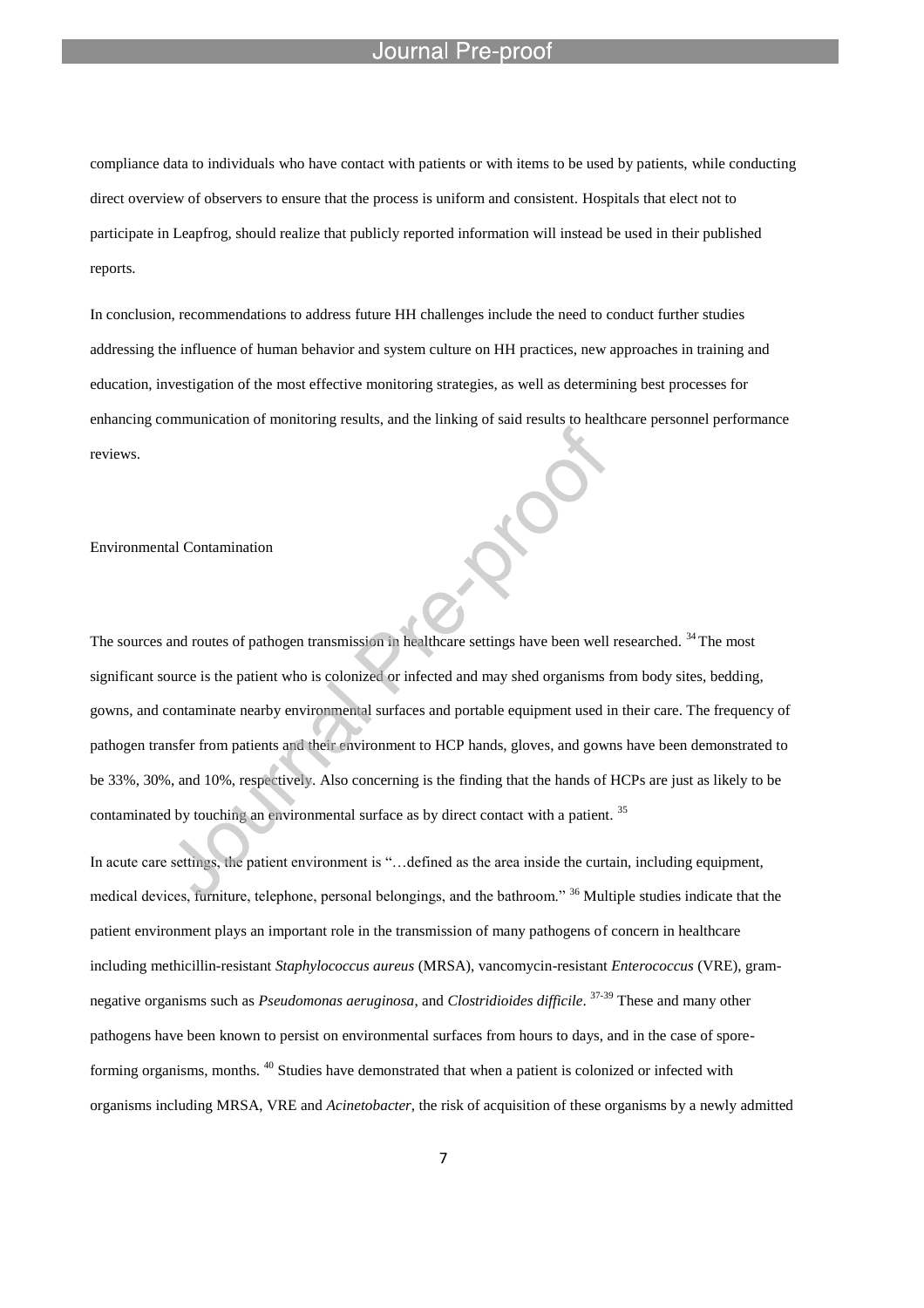compliance data to individuals who have contact with patients or with items to be used by patients, while conducting direct overview of observers to ensure that the process is uniform and consistent. Hospitals that elect not to participate in Leapfrog, should realize that publicly reported information will instead be used in their published reports.

In conclusion, recommendations to address future HH challenges include the need to conduct further studies addressing the influence of human behavior and system culture on HH practices, new approaches in training and education, investigation of the most effective monitoring strategies, as well as determining best processes for enhancing communication of monitoring results, and the linking of said results to healthcare personnel performance reviews.

## Environmental Contamination

The sources and routes of pathogen transmission in healthcare settings have been well researched. [34] The most significant source is the patient who is colonized or infected and may shed organisms from body sites, bedding, gowns, and contaminate nearby environmental surfaces and portable equipment used in their care. The frequency of pathogen transfer from patients and their environment to HCP hands, gloves, and gowns have been demonstrated to be 33%, 30%, and 10%, respectively. Also concerning is the finding that the hands of HCPs are just as likely to be contaminated by touching an environmental surface as by direct contact with a patient. [35]

In acute care settings, the patient environment is "…defined as the area inside the curtain, including equipment, medical devices, furniture, telephone, personal belongings, and the bathroom." [36] Multiple studies indicate that the patient environment plays an important role in the transmission of many pathogens of concern in healthcare including methicillin-resistant *Staphylococcus aureus* (MRSA), vancomycin-resistant *Enterococcus* (VRE), gram-negative organisms such as *Pseudomonas aeruginosa*, and *Clostridioides difficile*. [37-39] These and many other pathogens have been known to persist on environmental surfaces from hours to days, and in the case of spore-forming organisms, months. [40] Studies have demonstrated that when a patient is colonized or infected with organisms including MRSA, VRE and *Acinetobacter*, the risk of acquisition of these organisms by a newly admitted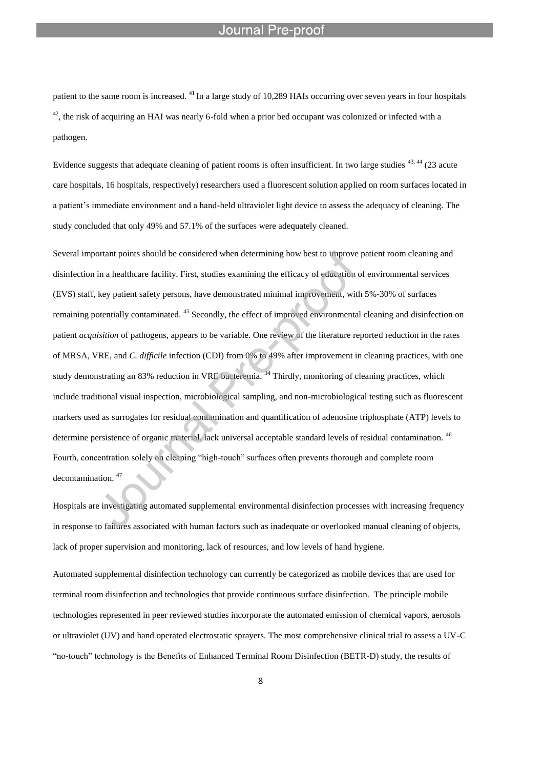patient to the same room is increased. [41] In a large study of 10,289 HAIs occurring over seven years in four hospitals [42], the risk of acquiring an HAI was nearly 6-fold when a prior bed occupant was colonized or infected with a pathogen.

Evidence suggests that adequate cleaning of patient rooms is often insufficient. In two large studies [43, 44] (23 acute care hospitals, 16 hospitals, respectively) researchers used a fluorescent solution applied on room surfaces located in a patient's immediate environment and a hand-held ultraviolet light device to assess the adequacy of cleaning. The study concluded that only 49% and 57.1% of the surfaces were adequately cleaned.

Several important points should be considered when determining how best to improve patient room cleaning and disinfection in a healthcare facility. First, studies examining the efficacy of education of environmental services (EVS) staff, key patient safety persons, have demonstrated minimal improvement, with 5%-30% of surfaces remaining potentially contaminated. [45] Secondly, the effect of improved environmental cleaning and disinfection on patient *acquisition* of pathogens, appears to be variable. One review of the literature reported reduction in the rates of MRSA, VRE, and *C. difficile* infection (CDI) from 0% to 49% after improvement in cleaning practices, with one study demonstrating an 83% reduction in VRE bacteremia. [34] Thirdly, monitoring of cleaning practices, which include traditional visual inspection, microbiological sampling, and non-microbiological testing such as fluorescent markers used as surrogates for residual contamination and quantification of adenosine triphosphate (ATP) levels to determine persistence of organic material, lack universal acceptable standard levels of residual contamination. [46] Fourth, concentration solely on cleaning "high-touch" surfaces often prevents thorough and complete room decontamination. [47]

Hospitals are investigating automated supplemental environmental disinfection processes with increasing frequency in response to failures associated with human factors such as inadequate or overlooked manual cleaning of objects, lack of proper supervision and monitoring, lack of resources, and low levels of hand hygiene.

Automated supplemental disinfection technology can currently be categorized as mobile devices that are used for terminal room disinfection and technologies that provide continuous surface disinfection. The principle mobile technologies represented in peer reviewed studies incorporate the automated emission of chemical vapors, aerosols or ultraviolet (UV) and hand operated electrostatic sprayers. The most comprehensive clinical trial to assess a UV-C "no-touch" technology is the Benefits of Enhanced Terminal Room Disinfection (BETR-D) study, the results of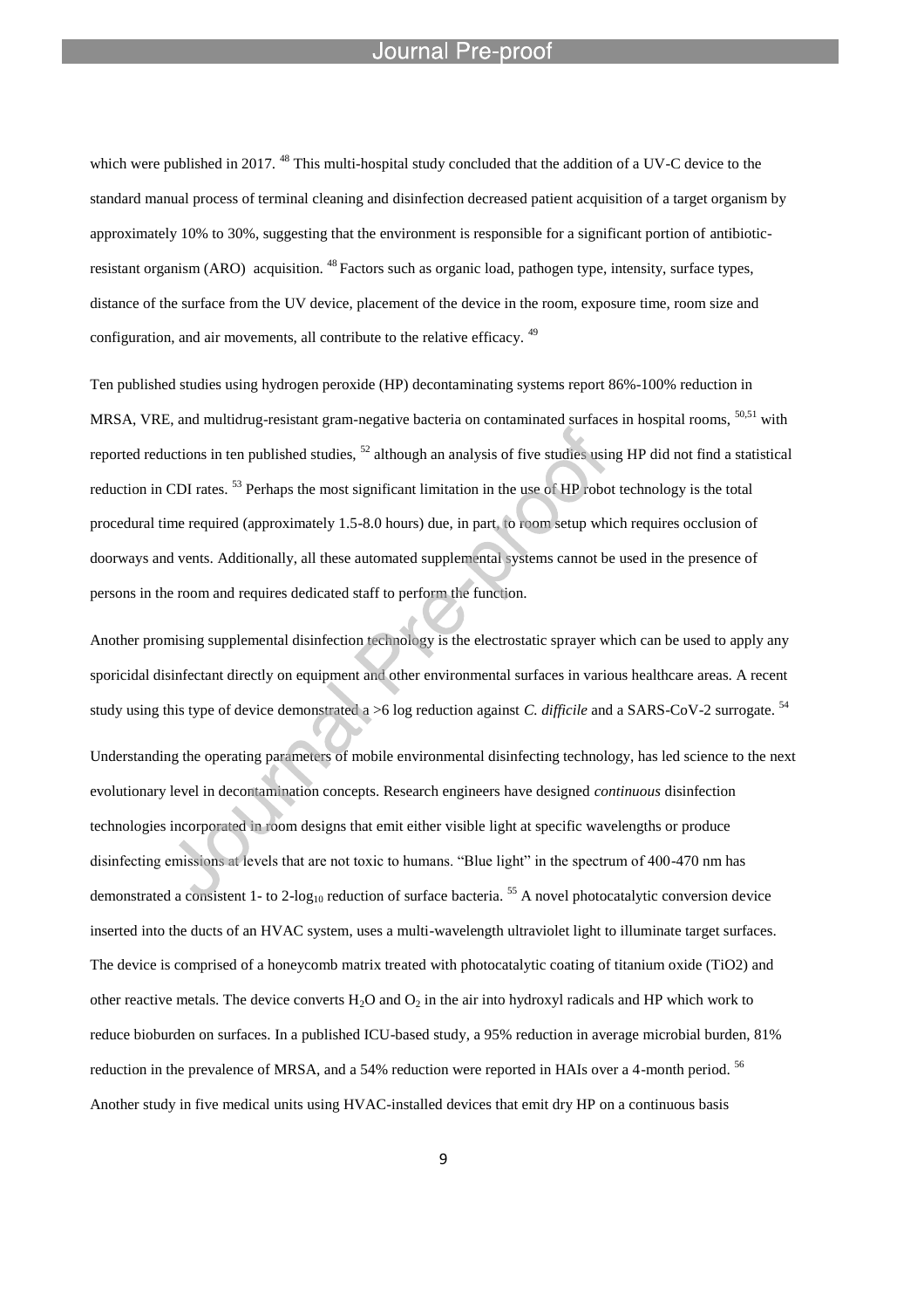which were published in 2017. [48] This multi-hospital study concluded that the addition of a UV-C device to the standard manual process of terminal cleaning and disinfection decreased patient acquisition of a target organism by approximately 10% to 30%, suggesting that the environment is responsible for a significant portion of antibiotic-resistant organism (ARO) acquisition. [48] Factors such as organic load, pathogen type, intensity, surface types, distance of the surface from the UV device, placement of the device in the room, exposure time, room size and configuration, and air movements, all contribute to the relative efficacy. [49]

Ten published studies using hydrogen peroxide (HP) decontaminating systems report 86%-100% reduction in MRSA, VRE, and multidrug-resistant gram-negative bacteria on contaminated surfaces in hospital rooms, [50,51] with reported reductions in ten published studies, [52] although an analysis of five studies using HP did not find a statistical reduction in CDI rates. [53] Perhaps the most significant limitation in the use of HP robot technology is the total procedural time required (approximately 1.5-8.0 hours) due, in part, to room setup which requires occlusion of doorways and vents. Additionally, all these automated supplemental systems cannot be used in the presence of persons in the room and requires dedicated staff to perform the function.

Another promising supplemental disinfection technology is the electrostatic sprayer which can be used to apply any sporicidal disinfectant directly on equipment and other environmental surfaces in various healthcare areas. A recent study using this type of device demonstrated a >6 log reduction against *C. difficile* and a SARS-CoV-2 surrogate. [54]

Understanding the operating parameters of mobile environmental disinfecting technology, has led science to the next evolutionary level in decontamination concepts. Research engineers have designed *continuous* disinfection technologies incorporated in room designs that emit either visible light at specific wavelengths or produce disinfecting emissions at levels that are not toxic to humans. "Blue light" in the spectrum of 400-470 nm has demonstrated a consistent 1- to 2-$\log_{10}$ reduction of surface bacteria. [55] A novel photocatalytic conversion device inserted into the ducts of an HVAC system, uses a multi-wavelength ultraviolet light to illuminate target surfaces. The device is comprised of a honeycomb matrix treated with photocatalytic coating of titanium oxide (TiO2) and other reactive metals. The device converts $H_2O$ and $O_2$ in the air into hydroxyl radicals and HP which work to reduce bioburden on surfaces. In a published ICU-based study, a 95% reduction in average microbial burden, 81% reduction in the prevalence of MRSA, and a 54% reduction were reported in HAIs over a 4-month period. [56] Another study in five medical units using HVAC-installed devices that emit dry HP on a continuous basis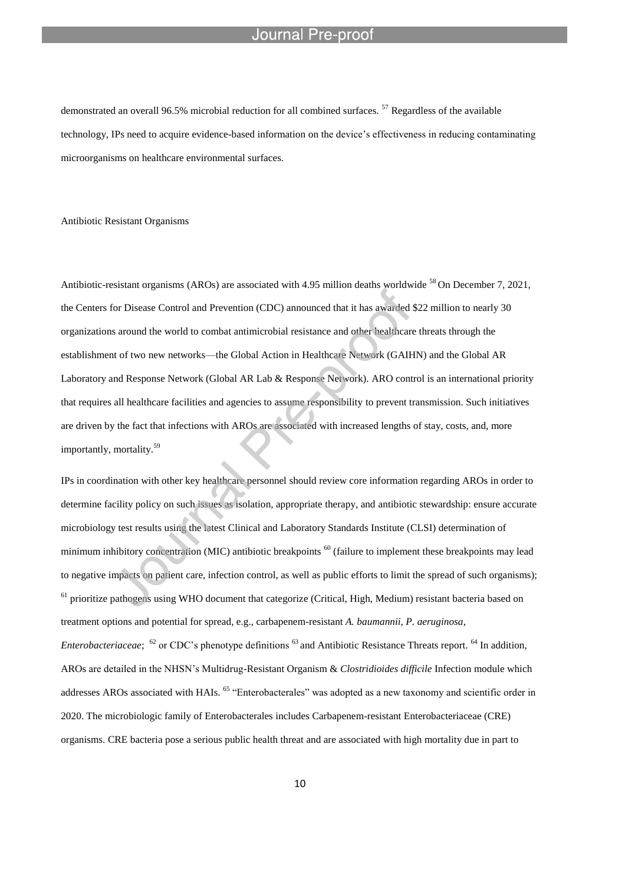demonstrated an overall 96.5% microbial reduction for all combined surfaces. [57] Regardless of the available technology, IPs need to acquire evidence-based information on the device's effectiveness in reducing contaminating microorganisms on healthcare environmental surfaces.

## Antibiotic Resistant Organisms

Antibiotic-resistant organisms (AROs) are associated with 4.95 million deaths worldwide [58] On December 7, 2021, the Centers for Disease Control and Prevention (CDC) announced that it has awarded $22 million to nearly 30 organizations around the world to combat antimicrobial resistance and other healthcare threats through the establishment of two new networks—the Global Action in Healthcare Network (GAIHN) and the Global AR Laboratory and Response Network (Global AR Lab & Response Network). ARO control is an international priority that requires all healthcare facilities and agencies to assume responsibility to prevent transmission. Such initiatives are driven by the fact that infections with AROs are associated with increased lengths of stay, costs, and, more importantly, mortality.[59]

IPs in coordination with other key healthcare personnel should review core information regarding AROs in order to determine facility policy on such issues as isolation, appropriate therapy, and antibiotic stewardship: ensure accurate microbiology test results using the latest Clinical and Laboratory Standards Institute (CLSI) determination of minimum inhibitory concentration (MIC) antibiotic breakpoints [60] (failure to implement these breakpoints may lead to negative impacts on patient care, infection control, as well as public efforts to limit the spread of such organisms); [61] prioritize pathogens using WHO document that categorize (Critical, High, Medium) resistant bacteria based on treatment options and potential for spread, e.g., carbapenem-resistant *A. baumannii*, *P. aeruginosa*, *Enterobacteriaceae*; [62] or CDC's phenotype definitions [63] and Antibiotic Resistance Threats report. [64] In addition, AROs are detailed in the NHSN's Multidrug-Resistant Organism & *Clostridioides difficile* Infection module which addresses AROs associated with HAIs. [65] "Enterobacterales" was adopted as a new taxonomy and scientific order in 2020. The microbiologic family of Enterobacterales includes Carbapenem-resistant Enterobacteriaceae (CRE) organisms. CRE bacteria pose a serious public health threat and are associated with high mortality due in part to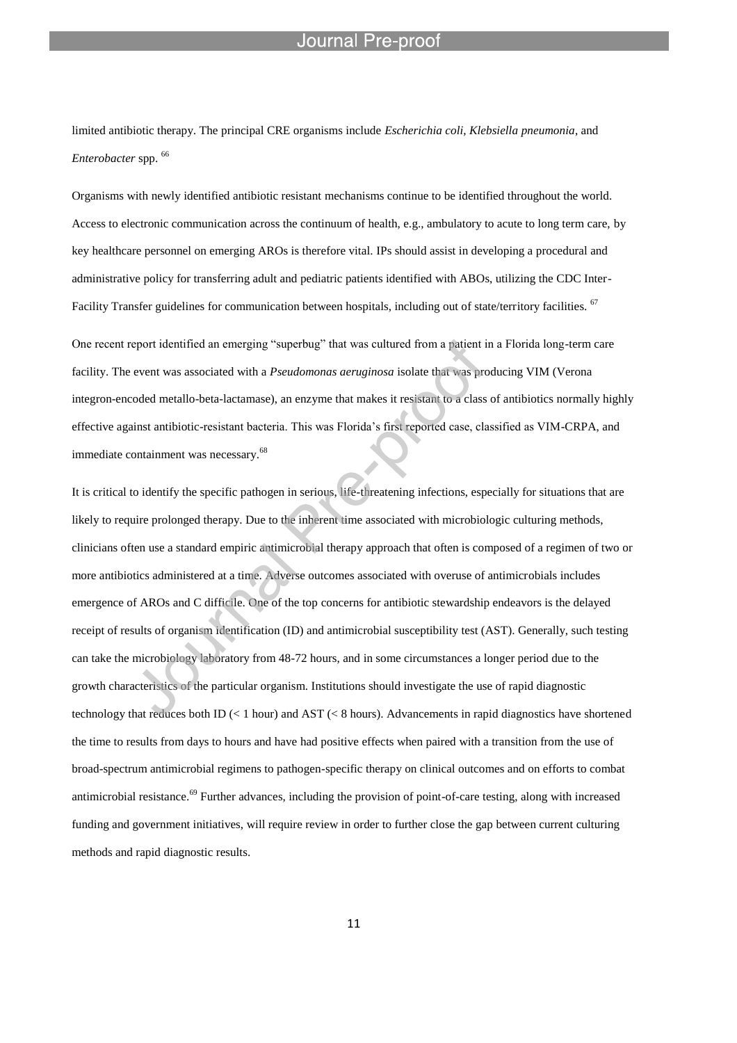limited antibiotic therapy. The principal CRE organisms include *Escherichia coli*, *Klebsiella pneumonia*, and *Enterobacter* spp. [66]

Organisms with newly identified antibiotic resistant mechanisms continue to be identified throughout the world. Access to electronic communication across the continuum of health, e.g., ambulatory to acute to long term care, by key healthcare personnel on emerging AROs is therefore vital. IPs should assist in developing a procedural and administrative policy for transferring adult and pediatric patients identified with ABOs, utilizing the CDC Inter-Facility Transfer guidelines for communication between hospitals, including out of state/territory facilities. [67]

One recent report identified an emerging "superbug" that was cultured from a patient in a Florida long-term care facility. The event was associated with a *Pseudomonas aeruginosa* isolate that was producing VIM (Verona integron-encoded metallo-beta-lactamase), an enzyme that makes it resistant to a class of antibiotics normally highly effective against antibiotic-resistant bacteria. This was Florida's first reported case, classified as VIM-CRPA, and immediate containment was necessary.[68]

It is critical to identify the specific pathogen in serious, life-threatening infections, especially for situations that are likely to require prolonged therapy. Due to the inherent time associated with microbiologic culturing methods, clinicians often use a standard empiric antimicrobial therapy approach that often is composed of a regimen of two or more antibiotics administered at a time. Adverse outcomes associated with overuse of antimicrobials includes emergence of AROs and C difficile. One of the top concerns for antibiotic stewardship endeavors is the delayed receipt of results of organism identification (ID) and antimicrobial susceptibility test (AST). Generally, such testing can take the microbiology laboratory from 48-72 hours, and in some circumstances a longer period due to the growth characteristics of the particular organism. Institutions should investigate the use of rapid diagnostic technology that reduces both ID (< 1 hour) and AST (< 8 hours). Advancements in rapid diagnostics have shortened the time to results from days to hours and have had positive effects when paired with a transition from the use of broad-spectrum antimicrobial regimens to pathogen-specific therapy on clinical outcomes and on efforts to combat antimicrobial resistance.[69] Further advances, including the provision of point-of-care testing, along with increased funding and government initiatives, will require review in order to further close the gap between current culturing methods and rapid diagnostic results.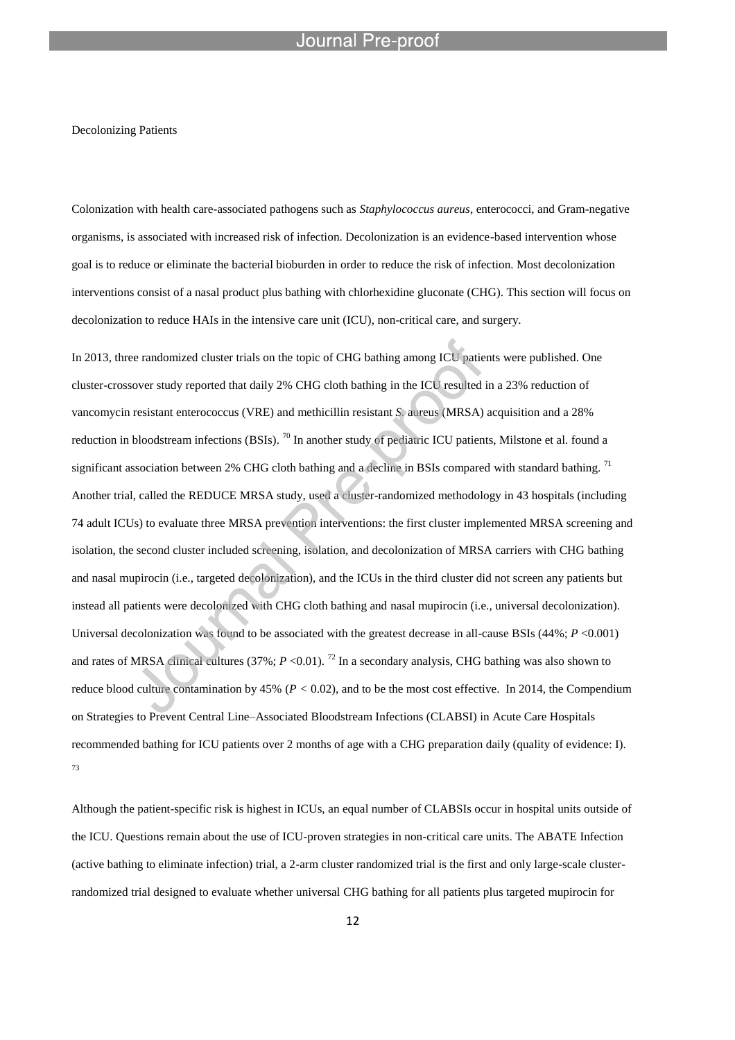Decolonizing Patients

Colonization with health care-associated pathogens such as *Staphylococcus aureus*, enterococci, and Gram-negative organisms, is associated with increased risk of infection. Decolonization is an evidence-based intervention whose goal is to reduce or eliminate the bacterial bioburden in order to reduce the risk of infection. Most decolonization interventions consist of a nasal product plus bathing with chlorhexidine gluconate (CHG). This section will focus on decolonization to reduce HAIs in the intensive care unit (ICU), non-critical care, and surgery.

In 2013, three randomized cluster trials on the topic of CHG bathing among ICU patients were published. One cluster-crossover study reported that daily 2% CHG cloth bathing in the ICU resulted in a 23% reduction of vancomycin resistant enterococcus (VRE) and methicillin resistant *S. aureus* (MRSA) acquisition and a 28% reduction in bloodstream infections (BSIs). [70] In another study of pediatric ICU patients, Milstone et al. found a significant association between 2% CHG cloth bathing and a decline in BSIs compared with standard bathing. [71] Another trial, called the REDUCE MRSA study, used a cluster-randomized methodology in 43 hospitals (including 74 adult ICUs) to evaluate three MRSA prevention interventions: the first cluster implemented MRSA screening and isolation, the second cluster included screening, isolation, and decolonization of MRSA carriers with CHG bathing and nasal mupirocin (i.e., targeted decolonization), and the ICUs in the third cluster did not screen any patients but instead all patients were decolonized with CHG cloth bathing and nasal mupirocin (i.e., universal decolonization). Universal decolonization was found to be associated with the greatest decrease in all-cause BSIs (44%; $P < 0.001$) and rates of MRSA clinical cultures (37%; $P < 0.01$). [72] In a secondary analysis, CHG bathing was also shown to reduce blood culture contamination by 45% ($P < 0.02$), and to be the most cost effective. In 2014, the Compendium on Strategies to Prevent Central Line–Associated Bloodstream Infections (CLABSI) in Acute Care Hospitals recommended bathing for ICU patients over 2 months of age with a CHG preparation daily (quality of evidence: I). [73]

Although the patient-specific risk is highest in ICUs, an equal number of CLABSIs occur in hospital units outside of the ICU. Questions remain about the use of ICU-proven strategies in non-critical care units. The ABATE Infection (active bathing to eliminate infection) trial, a 2-arm cluster randomized trial is the first and only large-scale cluster-randomized trial designed to evaluate whether universal CHG bathing for all patients plus targeted mupirocin for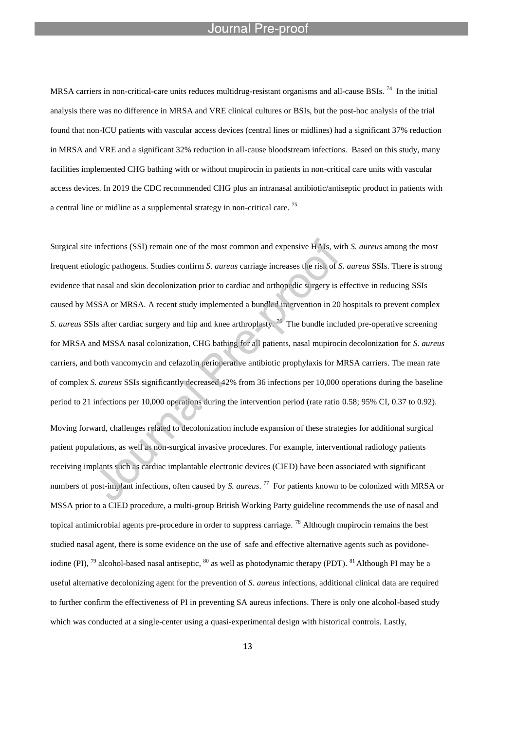MRSA carriers in non-critical-care units reduces multidrug-resistant organisms and all-cause BSIs. [74] In the initial analysis there was no difference in MRSA and VRE clinical cultures or BSIs, but the post-hoc analysis of the trial found that non-ICU patients with vascular access devices (central lines or midlines) had a significant 37% reduction in MRSA and VRE and a significant 32% reduction in all-cause bloodstream infections. Based on this study, many facilities implemented CHG bathing with or without mupirocin in patients in non-critical care units with vascular access devices. In 2019 the CDC recommended CHG plus an intranasal antibiotic/antiseptic product in patients with a central line or midline as a supplemental strategy in non-critical care. [75]

Surgical site infections (SSI) remain one of the most common and expensive HAIs, with *S. aureus* among the most frequent etiologic pathogens. Studies confirm *S. aureus* carriage increases the risk of *S. aureus* SSIs. There is strong evidence that nasal and skin decolonization prior to cardiac and orthopedic surgery is effective in reducing SSIs caused by MSSA or MRSA. A recent study implemented a bundled intervention in 20 hospitals to prevent complex *S. aureus* SSIs after cardiac surgery and hip and knee arthroplasty. [76] The bundle included pre-operative screening for MRSA and MSSA nasal colonization, CHG bathing for all patients, nasal mupirocin decolonization for *S. aureus* carriers, and both vancomycin and cefazolin perioperative antibiotic prophylaxis for MRSA carriers. The mean rate of complex *S. aureus* SSIs significantly decreased 42% from 36 infections per 10,000 operations during the baseline period to 21 infections per 10,000 operations during the intervention period (rate ratio 0.58; 95% CI, 0.37 to 0.92).

Moving forward, challenges related to decolonization include expansion of these strategies for additional surgical patient populations, as well as non-surgical invasive procedures. For example, interventional radiology patients receiving implants such as cardiac implantable electronic devices (CIED) have been associated with significant numbers of post-implant infections, often caused by *S. aureus*. [77] For patients known to be colonized with MRSA or MSSA prior to a CIED procedure, a multi-group British Working Party guideline recommends the use of nasal and topical antimicrobial agents pre-procedure in order to suppress carriage. [78] Although mupirocin remains the best studied nasal agent, there is some evidence on the use of safe and effective alternative agents such as povidone-iodine (PI), [79] alcohol-based nasal antiseptic, [80] as well as photodynamic therapy (PDT). [81] Although PI may be a useful alternative decolonizing agent for the prevention of *S. aureus* infections, additional clinical data are required to further confirm the effectiveness of PI in preventing SA aureus infections. There is only one alcohol-based study which was conducted at a single-center using a quasi-experimental design with historical controls. Lastly,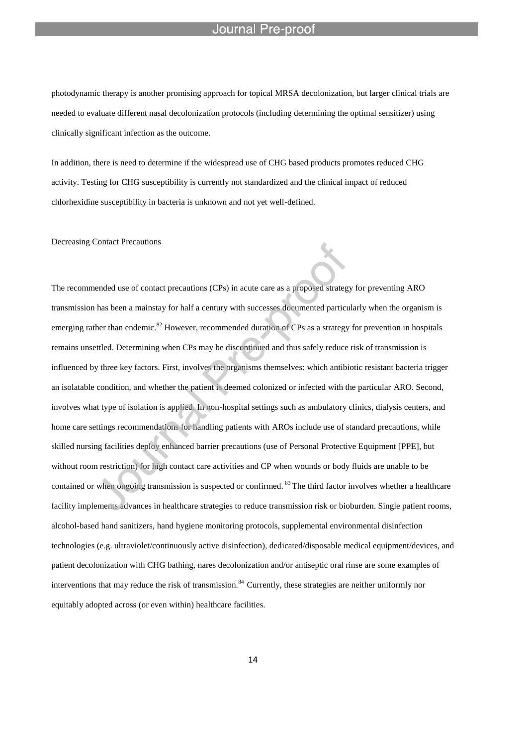photodynamic therapy is another promising approach for topical MRSA decolonization, but larger clinical trials are needed to evaluate different nasal decolonization protocols (including determining the optimal sensitizer) using clinically significant infection as the outcome.

In addition, there is need to determine if the widespread use of CHG based products promotes reduced CHG activity. Testing for CHG susceptibility is currently not standardized and the clinical impact of reduced chlorhexidine susceptibility in bacteria is unknown and not yet well-defined.

## Decreasing Contact Precautions

The recommended use of contact precautions (CPs) in acute care as a proposed strategy for preventing ARO transmission has been a mainstay for half a century with successes documented particularly when the organism is emerging rather than endemic.[82] However, recommended duration of CPs as a strategy for prevention in hospitals remains unsettled. Determining when CPs may be discontinued and thus safely reduce risk of transmission is influenced by three key factors. First, involves the organisms themselves: which antibiotic resistant bacteria trigger an isolatable condition, and whether the patient is deemed colonized or infected with the particular ARO. Second, involves what type of isolation is applied. In non-hospital settings such as ambulatory clinics, dialysis centers, and home care settings recommendations for handling patients with AROs include use of standard precautions, while skilled nursing facilities deploy enhanced barrier precautions (use of Personal Protective Equipment [PPE], but without room restriction) for high contact care activities and CP when wounds or body fluids are unable to be contained or when ongoing transmission is suspected or confirmed. [83] The third factor involves whether a healthcare facility implements advances in healthcare strategies to reduce transmission risk or bioburden. Single patient rooms, alcohol-based hand sanitizers, hand hygiene monitoring protocols, supplemental environmental disinfection technologies (e.g. ultraviolet/continuously active disinfection), dedicated/disposable medical equipment/devices, and patient decolonization with CHG bathing, nares decolonization and/or antiseptic oral rinse are some examples of interventions that may reduce the risk of transmission.[84] Currently, these strategies are neither uniformly nor equitably adopted across (or even within) healthcare facilities.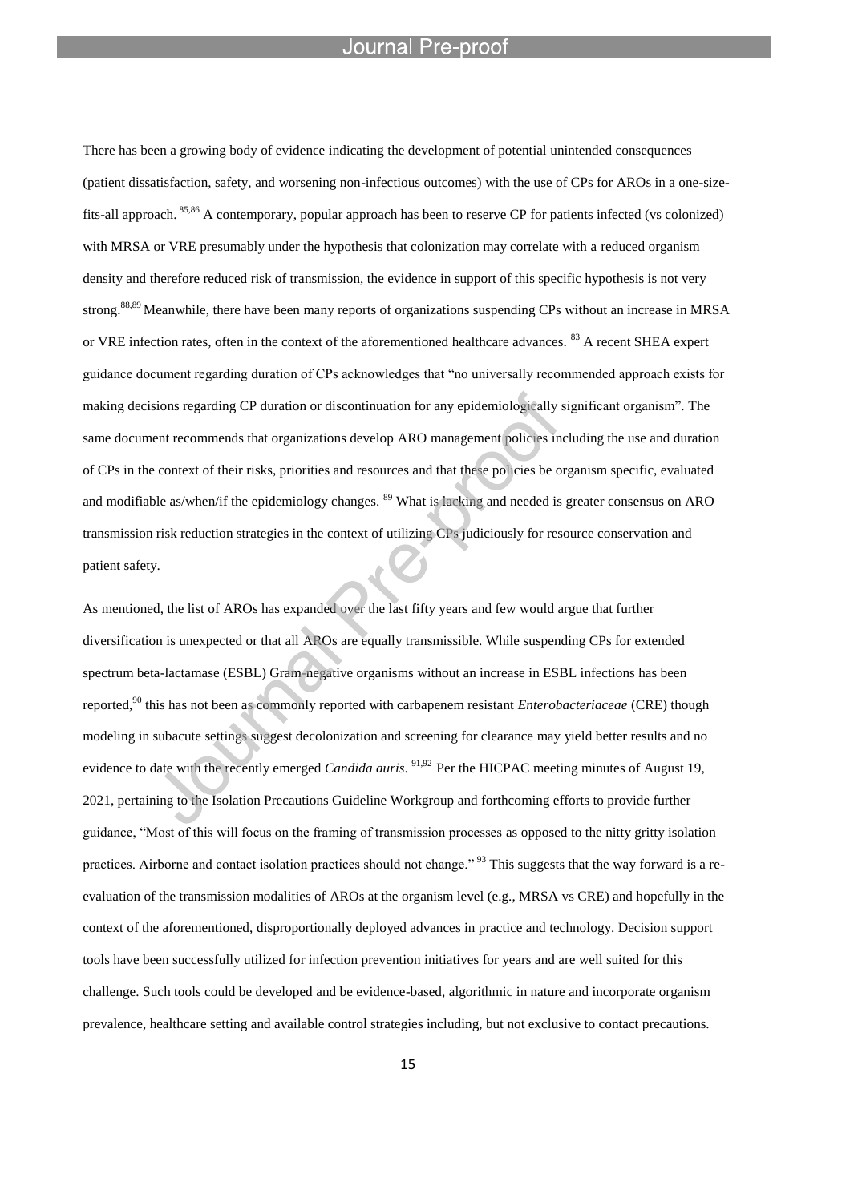There has been a growing body of evidence indicating the development of potential unintended consequences (patient dissatisfaction, safety, and worsening non-infectious outcomes) with the use of CPs for AROs in a one-size-fits-all approach. [85,86] A contemporary, popular approach has been to reserve CP for patients infected (vs colonized) with MRSA or VRE presumably under the hypothesis that colonization may correlate with a reduced organism density and therefore reduced risk of transmission, the evidence in support of this specific hypothesis is not very strong.[88,89] Meanwhile, there have been many reports of organizations suspending CPs without an increase in MRSA or VRE infection rates, often in the context of the aforementioned healthcare advances. [83] A recent SHEA expert guidance document regarding duration of CPs acknowledges that "no universally recommended approach exists for making decisions regarding CP duration or discontinuation for any epidemiologically significant organism". The same document recommends that organizations develop ARO management policies including the use and duration of CPs in the context of their risks, priorities and resources and that these policies be organism specific, evaluated and modifiable as/when/if the epidemiology changes. [89] What is lacking and needed is greater consensus on ARO transmission risk reduction strategies in the context of utilizing CPs judiciously for resource conservation and patient safety.

As mentioned, the list of AROs has expanded over the last fifty years and few would argue that further diversification is unexpected or that all AROs are equally transmissible. While suspending CPs for extended spectrum beta-lactamase (ESBL) Gram-negative organisms without an increase in ESBL infections has been reported,[90] this has not been as commonly reported with carbapenem resistant *Enterobacteriaceae* (CRE) though modeling in subacute settings suggest decolonization and screening for clearance may yield better results and no evidence to date with the recently emerged *Candida auris*. [91,92] Per the HICPAC meeting minutes of August 19, 2021, pertaining to the Isolation Precautions Guideline Workgroup and forthcoming efforts to provide further guidance, "Most of this will focus on the framing of transmission processes as opposed to the nitty gritty isolation practices. Airborne and contact isolation practices should not change." [93] This suggests that the way forward is a re-evaluation of the transmission modalities of AROs at the organism level (e.g., MRSA vs CRE) and hopefully in the context of the aforementioned, disproportionally deployed advances in practice and technology. Decision support tools have been successfully utilized for infection prevention initiatives for years and are well suited for this challenge. Such tools could be developed and be evidence-based, algorithmic in nature and incorporate organism prevalence, healthcare setting and available control strategies including, but not exclusive to contact precautions.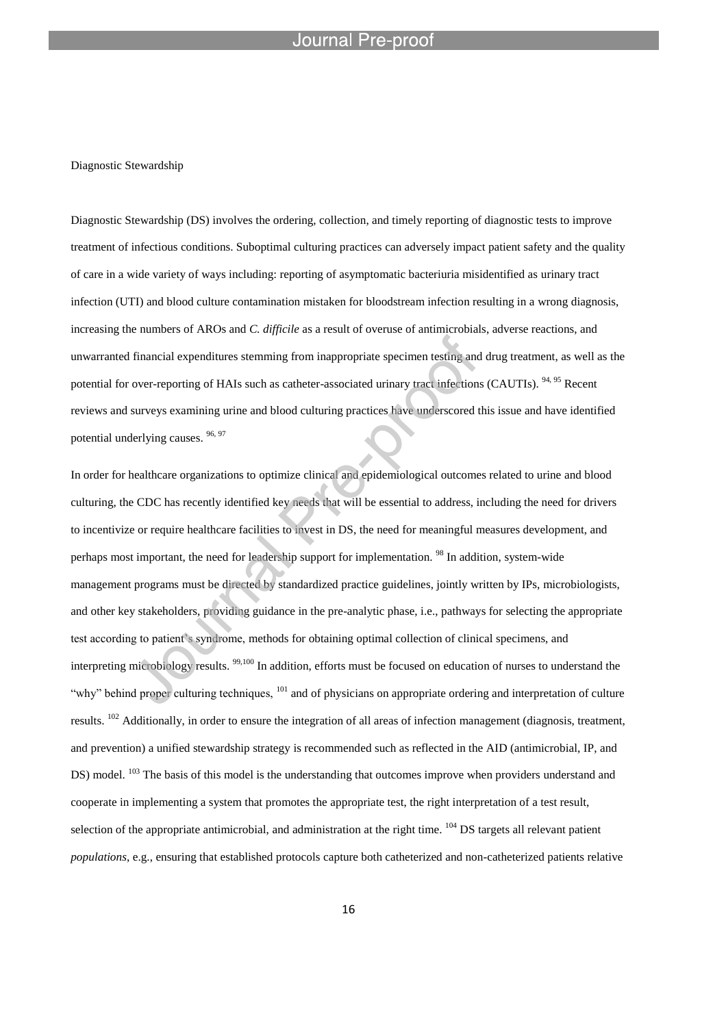## Diagnostic Stewardship

Diagnostic Stewardship (DS) involves the ordering, collection, and timely reporting of diagnostic tests to improve treatment of infectious conditions. Suboptimal culturing practices can adversely impact patient safety and the quality of care in a wide variety of ways including: reporting of asymptomatic bacteriuria misidentified as urinary tract infection (UTI) and blood culture contamination mistaken for bloodstream infection resulting in a wrong diagnosis, increasing the numbers of AROs and *C. difficile* as a result of overuse of antimicrobials, adverse reactions, and unwarranted financial expenditures stemming from inappropriate specimen testing and drug treatment, as well as the potential for over-reporting of HAIs such as catheter-associated urinary tract infections (CAUTIs). [94, 95] Recent reviews and surveys examining urine and blood culturing practices have underscored this issue and have identified potential underlying causes. [96, 97]

In order for healthcare organizations to optimize clinical and epidemiological outcomes related to urine and blood culturing, the CDC has recently identified key needs that will be essential to address, including the need for drivers to incentivize or require healthcare facilities to invest in DS, the need for meaningful measures development, and perhaps most important, the need for leadership support for implementation. [98] In addition, system-wide management programs must be directed by standardized practice guidelines, jointly written by IPs, microbiologists, and other key stakeholders, providing guidance in the pre-analytic phase, i.e., pathways for selecting the appropriate test according to patient's syndrome, methods for obtaining optimal collection of clinical specimens, and interpreting microbiology results. [99,100] In addition, efforts must be focused on education of nurses to understand the "why" behind proper culturing techniques, [101] and of physicians on appropriate ordering and interpretation of culture results. [102] Additionally, in order to ensure the integration of all areas of infection management (diagnosis, treatment, and prevention) a unified stewardship strategy is recommended such as reflected in the AID (antimicrobial, IP, and DS) model. [103] The basis of this model is the understanding that outcomes improve when providers understand and cooperate in implementing a system that promotes the appropriate test, the right interpretation of a test result, selection of the appropriate antimicrobial, and administration at the right time. [104] DS targets all relevant patient *populations*, e.g., ensuring that established protocols capture both catheterized and non-catheterized patients relative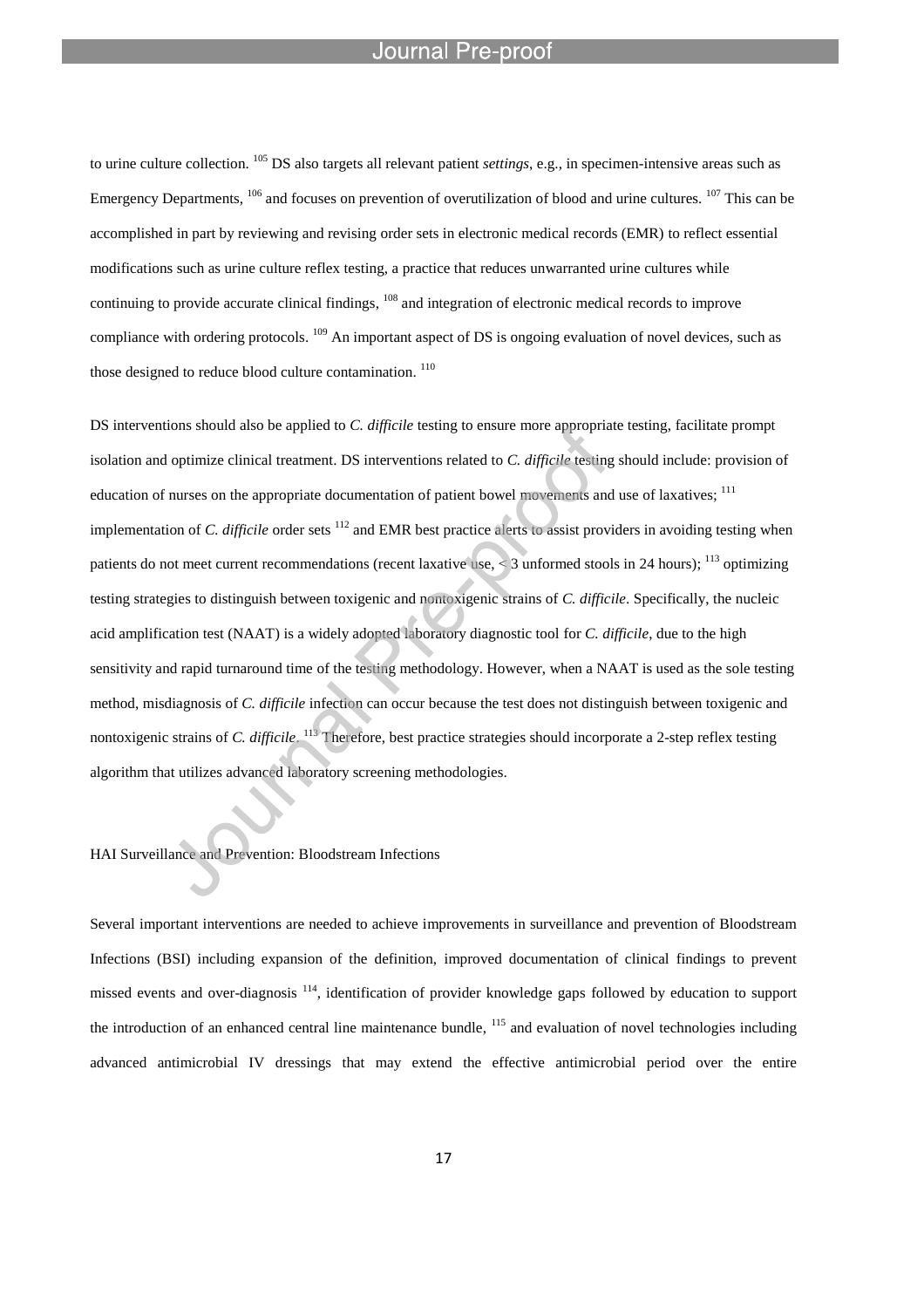to urine culture collection. [105] DS also targets all relevant patient *settings*, e.g., in specimen-intensive areas such as Emergency Departments, [106] and focuses on prevention of overutilization of blood and urine cultures. [107] This can be accomplished in part by reviewing and revising order sets in electronic medical records (EMR) to reflect essential modifications such as urine culture reflex testing, a practice that reduces unwarranted urine cultures while continuing to provide accurate clinical findings, [108] and integration of electronic medical records to improve compliance with ordering protocols. [109] An important aspect of DS is ongoing evaluation of novel devices, such as those designed to reduce blood culture contamination. [110]

DS interventions should also be applied to *C. difficile* testing to ensure more appropriate testing, facilitate prompt isolation and optimize clinical treatment. DS interventions related to *C. difficile* testing should include: provision of education of nurses on the appropriate documentation of patient bowel movements and use of laxatives; [111] implementation of *C. difficile* order sets [112] and EMR best practice alerts to assist providers in avoiding testing when patients do not meet current recommendations (recent laxative use, < 3 unformed stools in 24 hours); [113] optimizing testing strategies to distinguish between toxigenic and nontoxigenic strains of *C. difficile*. Specifically, the nucleic acid amplification test (NAAT) is a widely adopted laboratory diagnostic tool for *C. difficile*, due to the high sensitivity and rapid turnaround time of the testing methodology. However, when a NAAT is used as the sole testing method, misdiagnosis of *C. difficile* infection can occur because the test does not distinguish between toxigenic and nontoxigenic strains of *C. difficile*. [113] Therefore, best practice strategies should incorporate a 2-step reflex testing algorithm that utilizes advanced laboratory screening methodologies.

HAI Surveillance and Prevention: Bloodstream Infections

Several important interventions are needed to achieve improvements in surveillance and prevention of Bloodstream Infections (BSI) including expansion of the definition, improved documentation of clinical findings to prevent missed events and over-diagnosis [114], identification of provider knowledge gaps followed by education to support the introduction of an enhanced central line maintenance bundle, [115] and evaluation of novel technologies including advanced antimicrobial IV dressings that may extend the effective antimicrobial period over the entire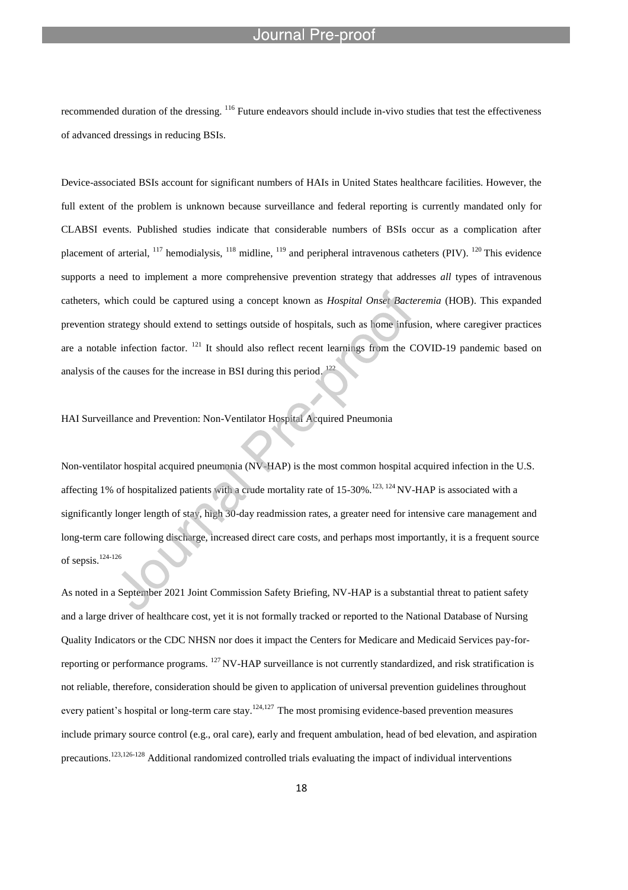recommended duration of the dressing. [116] Future endeavors should include in-vivo studies that test the effectiveness of advanced dressings in reducing BSIs.

Device-associated BSIs account for significant numbers of HAIs in United States healthcare facilities. However, the full extent of the problem is unknown because surveillance and federal reporting is currently mandated only for CLABSI events. Published studies indicate that considerable numbers of BSIs occur as a complication after placement of arterial, [117] hemodialysis, [118] midline, [119] and peripheral intravenous catheters (PIV). [120] This evidence supports a need to implement a more comprehensive prevention strategy that addresses *all* types of intravenous catheters, which could be captured using a concept known as *Hospital Onset Bacteremia* (HOB). This expanded prevention strategy should extend to settings outside of hospitals, such as home infusion, where caregiver practices are a notable infection factor. [121] It should also reflect recent learnings from the COVID-19 pandemic based on analysis of the causes for the increase in BSI during this period. [122]

HAI Surveillance and Prevention: Non-Ventilator Hospital Acquired Pneumonia

Non-ventilator hospital acquired pneumonia (NV-HAP) is the most common hospital acquired infection in the U.S. affecting 1% of hospitalized patients with a crude mortality rate of 15-30%.[123, 124] NV-HAP is associated with a significantly longer length of stay, high 30-day readmission rates, a greater need for intensive care management and long-term care following discharge, increased direct care costs, and perhaps most importantly, it is a frequent source of sepsis.[124-126]

As noted in a September 2021 Joint Commission Safety Briefing, NV-HAP is a substantial threat to patient safety and a large driver of healthcare cost, yet it is not formally tracked or reported to the National Database of Nursing Quality Indicators or the CDC NHSN nor does it impact the Centers for Medicare and Medicaid Services pay-for-reporting or performance programs. [127] NV-HAP surveillance is not currently standardized, and risk stratification is not reliable, therefore, consideration should be given to application of universal prevention guidelines throughout every patient's hospital or long-term care stay.[124,127] The most promising evidence-based prevention measures include primary source control (e.g., oral care), early and frequent ambulation, head of bed elevation, and aspiration precautions.[123,126-128] Additional randomized controlled trials evaluating the impact of individual interventions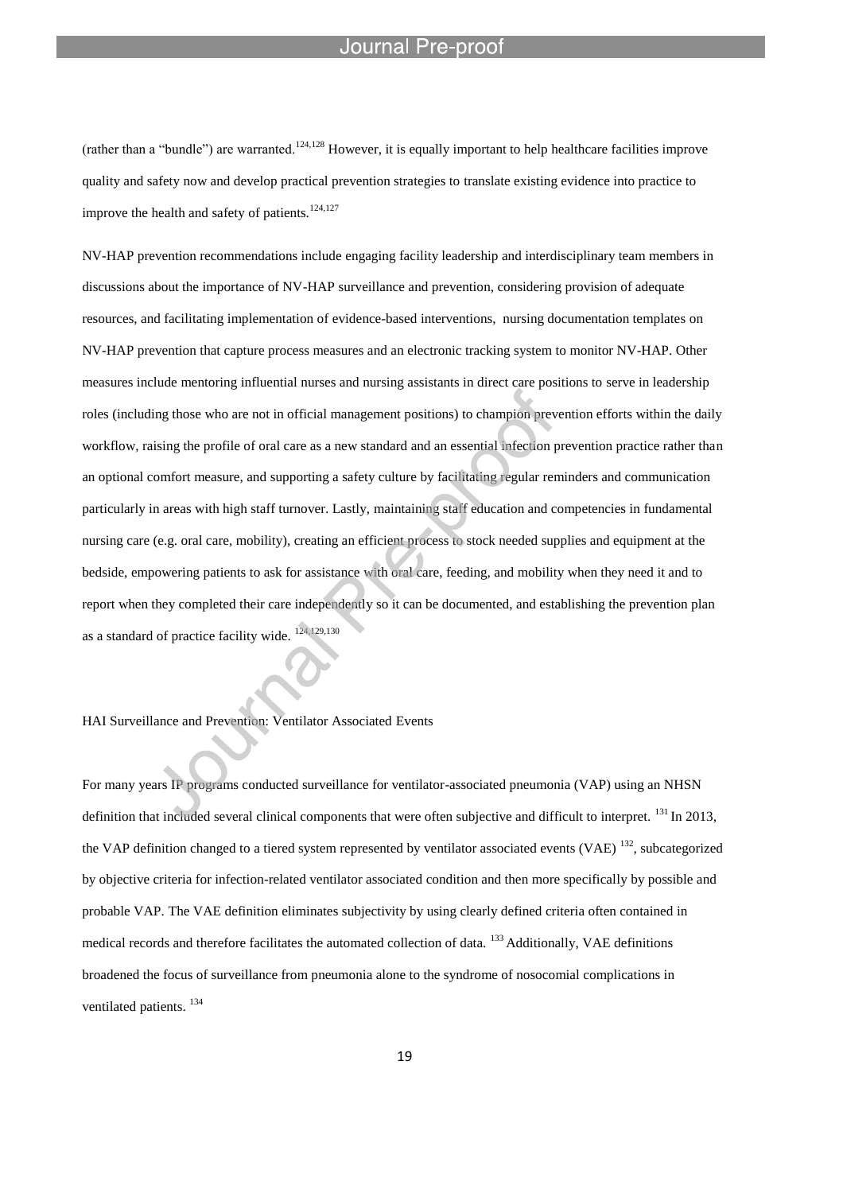(rather than a "bundle") are warranted.[124,128] However, it is equally important to help healthcare facilities improve quality and safety now and develop practical prevention strategies to translate existing evidence into practice to improve the health and safety of patients.[124,127]

NV-HAP prevention recommendations include engaging facility leadership and interdisciplinary team members in discussions about the importance of NV-HAP surveillance and prevention, considering provision of adequate resources, and facilitating implementation of evidence-based interventions, nursing documentation templates on NV-HAP prevention that capture process measures and an electronic tracking system to monitor NV-HAP. Other measures include mentoring influential nurses and nursing assistants in direct care positions to serve in leadership roles (including those who are not in official management positions) to champion prevention efforts within the daily workflow, raising the profile of oral care as a new standard and an essential infection prevention practice rather than an optional comfort measure, and supporting a safety culture by facilitating regular reminders and communication particularly in areas with high staff turnover. Lastly, maintaining staff education and competencies in fundamental nursing care (e.g. oral care, mobility), creating an efficient process to stock needed supplies and equipment at the bedside, empowering patients to ask for assistance with oral care, feeding, and mobility when they need it and to report when they completed their care independently so it can be documented, and establishing the prevention plan as a standard of practice facility wide. [124,129,130]

## HAI Surveillance and Prevention: Ventilator Associated Events

For many years IP programs conducted surveillance for ventilator-associated pneumonia (VAP) using an NHSN definition that included several clinical components that were often subjective and difficult to interpret. [131] In 2013, the VAP definition changed to a tiered system represented by ventilator associated events (VAE) [132], subcategorized by objective criteria for infection-related ventilator associated condition and then more specifically by possible and probable VAP. The VAE definition eliminates subjectivity by using clearly defined criteria often contained in medical records and therefore facilitates the automated collection of data. [133] Additionally, VAE definitions broadened the focus of surveillance from pneumonia alone to the syndrome of nosocomial complications in ventilated patients. [134]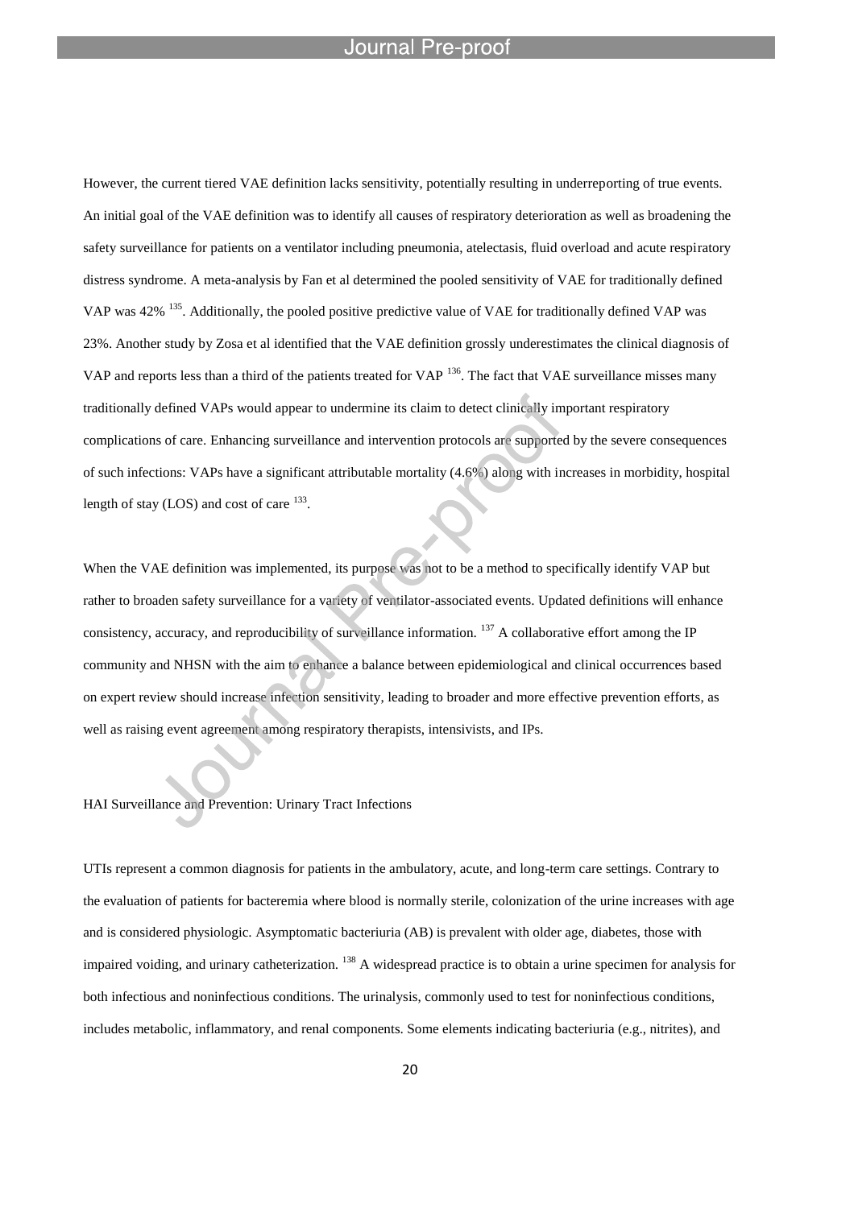However, the current tiered VAE definition lacks sensitivity, potentially resulting in underreporting of true events. An initial goal of the VAE definition was to identify all causes of respiratory deterioration as well as broadening the safety surveillance for patients on a ventilator including pneumonia, atelectasis, fluid overload and acute respiratory distress syndrome. A meta-analysis by Fan et al determined the pooled sensitivity of VAE for traditionally defined VAP was 42% [135]. Additionally, the pooled positive predictive value of VAE for traditionally defined VAP was 23%. Another study by Zosa et al identified that the VAE definition grossly underestimates the clinical diagnosis of VAP and reports less than a third of the patients treated for VAP [136]. The fact that VAE surveillance misses many traditionally defined VAPs would appear to undermine its claim to detect clinically important respiratory complications of care. Enhancing surveillance and intervention protocols are supported by the severe consequences of such infections: VAPs have a significant attributable mortality (4.6%) along with increases in morbidity, hospital length of stay (LOS) and cost of care [133].

When the VAE definition was implemented, its purpose was not to be a method to specifically identify VAP but rather to broaden safety surveillance for a variety of ventilator-associated events. Updated definitions will enhance consistency, accuracy, and reproducibility of surveillance information. [137] A collaborative effort among the IP community and NHSN with the aim to enhance a balance between epidemiological and clinical occurrences based on expert review should increase infection sensitivity, leading to broader and more effective prevention efforts, as well as raising event agreement among respiratory therapists, intensivists, and IPs.

## HAI Surveillance and Prevention: Urinary Tract Infections

UTIs represent a common diagnosis for patients in the ambulatory, acute, and long-term care settings. Contrary to the evaluation of patients for bacteremia where blood is normally sterile, colonization of the urine increases with age and is considered physiologic. Asymptomatic bacteriuria (AB) is prevalent with older age, diabetes, those with impaired voiding, and urinary catheterization. [138] A widespread practice is to obtain a urine specimen for analysis for both infectious and noninfectious conditions. The urinalysis, commonly used to test for noninfectious conditions, includes metabolic, inflammatory, and renal components. Some elements indicating bacteriuria (e.g., nitrites), and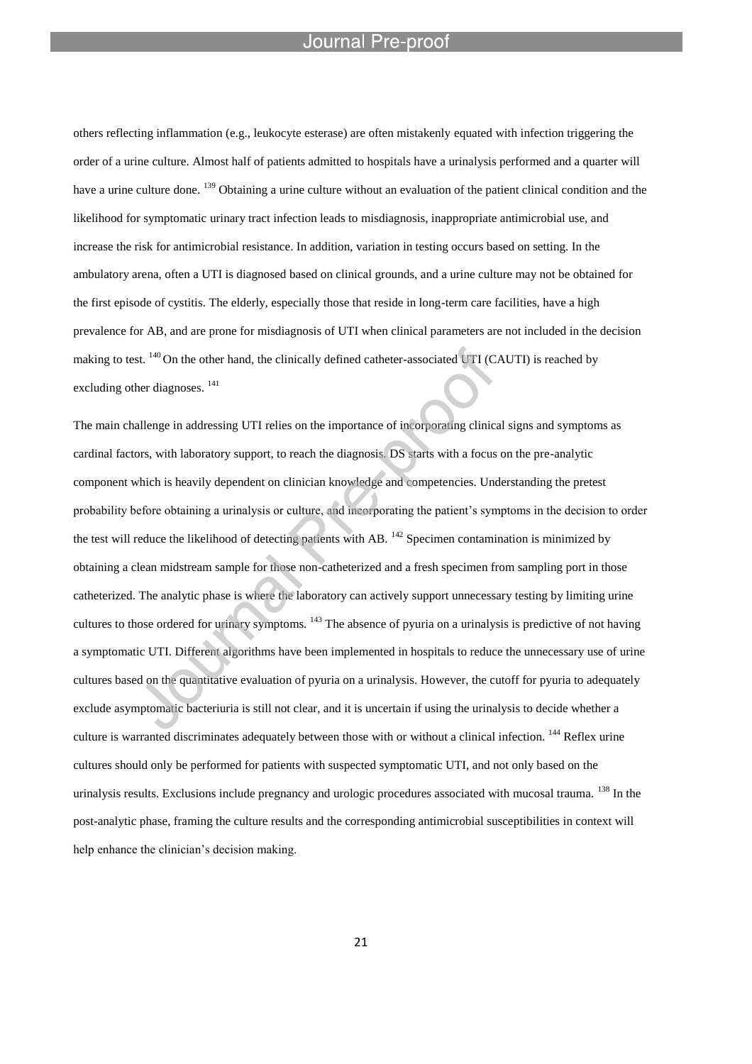others reflecting inflammation (e.g., leukocyte esterase) are often mistakenly equated with infection triggering the order of a urine culture. Almost half of patients admitted to hospitals have a urinalysis performed and a quarter will have a urine culture done. [139] Obtaining a urine culture without an evaluation of the patient clinical condition and the likelihood for symptomatic urinary tract infection leads to misdiagnosis, inappropriate antimicrobial use, and increase the risk for antimicrobial resistance. In addition, variation in testing occurs based on setting. In the ambulatory arena, often a UTI is diagnosed based on clinical grounds, and a urine culture may not be obtained for the first episode of cystitis. The elderly, especially those that reside in long-term care facilities, have a high prevalence for AB, and are prone for misdiagnosis of UTI when clinical parameters are not included in the decision making to test. [140] On the other hand, the clinically defined catheter-associated UTI (CAUTI) is reached by excluding other diagnoses. [141]

The main challenge in addressing UTI relies on the importance of incorporating clinical signs and symptoms as cardinal factors, with laboratory support, to reach the diagnosis. DS starts with a focus on the pre-analytic component which is heavily dependent on clinician knowledge and competencies. Understanding the pretest probability before obtaining a urinalysis or culture, and incorporating the patient's symptoms in the decision to order the test will reduce the likelihood of detecting patients with AB. [142] Specimen contamination is minimized by obtaining a clean midstream sample for those non-catheterized and a fresh specimen from sampling port in those catheterized. The analytic phase is where the laboratory can actively support unnecessary testing by limiting urine cultures to those ordered for urinary symptoms. [143] The absence of pyuria on a urinalysis is predictive of not having a symptomatic UTI. Different algorithms have been implemented in hospitals to reduce the unnecessary use of urine cultures based on the quantitative evaluation of pyuria on a urinalysis. However, the cutoff for pyuria to adequately exclude asymptomatic bacteriuria is still not clear, and it is uncertain if using the urinalysis to decide whether a culture is warranted discriminates adequately between those with or without a clinical infection. [144] Reflex urine cultures should only be performed for patients with suspected symptomatic UTI, and not only based on the urinalysis results. Exclusions include pregnancy and urologic procedures associated with mucosal trauma. [138] In the post-analytic phase, framing the culture results and the corresponding antimicrobial susceptibilities in context will help enhance the clinician's decision making.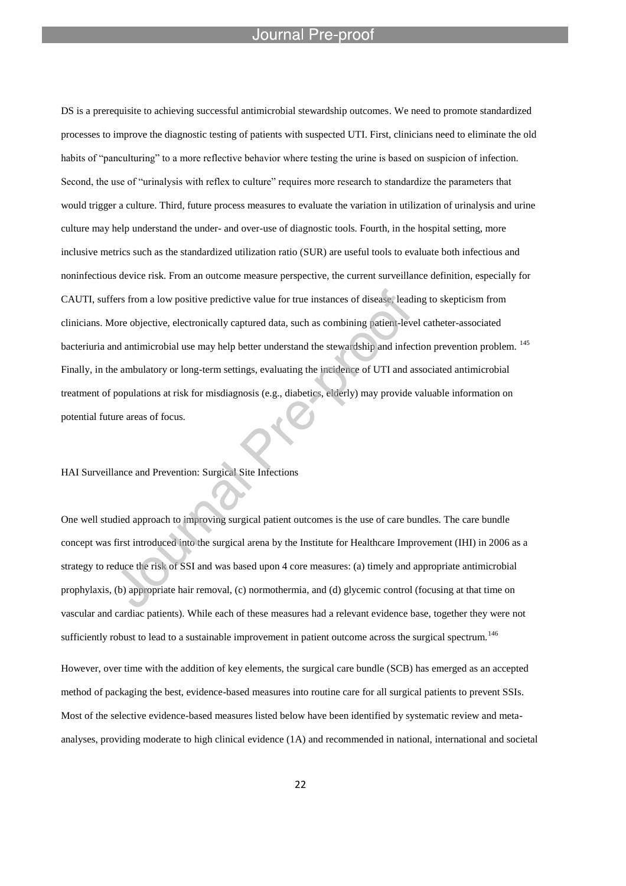DS is a prerequisite to achieving successful antimicrobial stewardship outcomes. We need to promote standardized processes to improve the diagnostic testing of patients with suspected UTI. First, clinicians need to eliminate the old habits of "panculturing" to a more reflective behavior where testing the urine is based on suspicion of infection. Second, the use of "urinalysis with reflex to culture" requires more research to standardize the parameters that would trigger a culture. Third, future process measures to evaluate the variation in utilization of urinalysis and urine culture may help understand the under- and over-use of diagnostic tools. Fourth, in the hospital setting, more inclusive metrics such as the standardized utilization ratio (SUR) are useful tools to evaluate both infectious and noninfectious device risk. From an outcome measure perspective, the current surveillance definition, especially for CAUTI, suffers from a low positive predictive value for true instances of disease, leading to skepticism from clinicians. More objective, electronically captured data, such as combining patient-level catheter-associated bacteriuria and antimicrobial use may help better understand the stewardship and infection prevention problem. [145] Finally, in the ambulatory or long-term settings, evaluating the incidence of UTI and associated antimicrobial treatment of populations at risk for misdiagnosis (e.g., diabetics, elderly) may provide valuable information on potential future areas of focus.

## HAI Surveillance and Prevention: Surgical Site Infections

One well studied approach to improving surgical patient outcomes is the use of care bundles. The care bundle concept was first introduced into the surgical arena by the Institute for Healthcare Improvement (IHI) in 2006 as a strategy to reduce the risk of SSI and was based upon 4 core measures: (a) timely and appropriate antimicrobial prophylaxis, (b) appropriate hair removal, (c) normothermia, and (d) glycemic control (focusing at that time on vascular and cardiac patients). While each of these measures had a relevant evidence base, together they were not sufficiently robust to lead to a sustainable improvement in patient outcome across the surgical spectrum.[146]

However, over time with the addition of key elements, the surgical care bundle (SCB) has emerged as an accepted method of packaging the best, evidence-based measures into routine care for all surgical patients to prevent SSIs. Most of the selective evidence-based measures listed below have been identified by systematic review and meta-analyses, providing moderate to high clinical evidence (1A) and recommended in national, international and societal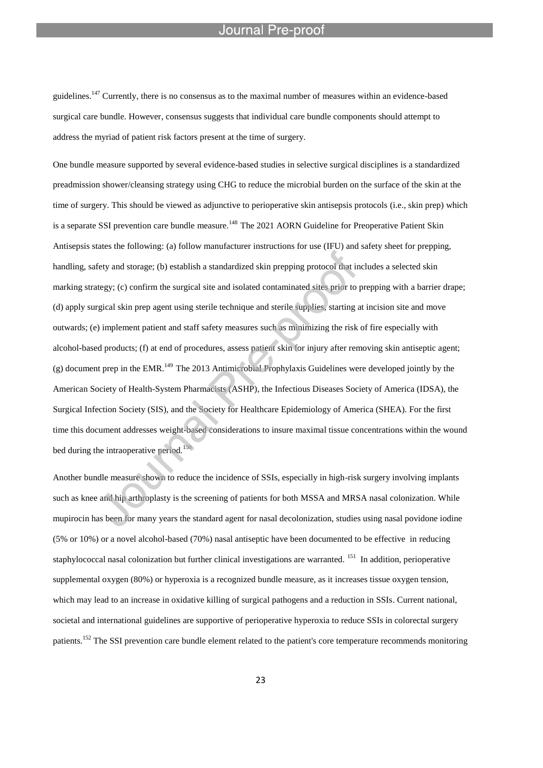guidelines.[147] Currently, there is no consensus as to the maximal number of measures within an evidence-based surgical care bundle. However, consensus suggests that individual care bundle components should attempt to address the myriad of patient risk factors present at the time of surgery.

One bundle measure supported by several evidence-based studies in selective surgical disciplines is a standardized preadmission shower/cleansing strategy using CHG to reduce the microbial burden on the surface of the skin at the time of surgery. This should be viewed as adjunctive to perioperative skin antisepsis protocols (i.e., skin prep) which is a separate SSI prevention care bundle measure.[148] The 2021 AORN Guideline for Preoperative Patient Skin Antisepsis states the following: (a) follow manufacturer instructions for use (IFU) and safety sheet for prepping, handling, safety and storage; (b) establish a standardized skin prepping protocol that includes a selected skin marking strategy; (c) confirm the surgical site and isolated contaminated sites prior to prepping with a barrier drape; (d) apply surgical skin prep agent using sterile technique and sterile supplies, starting at incision site and move outwards; (e) implement patient and staff safety measures such as minimizing the risk of fire especially with alcohol-based products; (f) at end of procedures, assess patient skin for injury after removing skin antiseptic agent; (g) document prep in the EMR.[149] The 2013 Antimicrobial Prophylaxis Guidelines were developed jointly by the American Society of Health-System Pharmacists (ASHP), the Infectious Diseases Society of America (IDSA), the Surgical Infection Society (SIS), and the Society for Healthcare Epidemiology of America (SHEA). For the first time this document addresses weight-based considerations to insure maximal tissue concentrations within the wound bed during the intraoperative period.[150]

Another bundle measure shown to reduce the incidence of SSIs, especially in high-risk surgery involving implants such as knee and hip arthroplasty is the screening of patients for both MSSA and MRSA nasal colonization. While mupirocin has been for many years the standard agent for nasal decolonization, studies using nasal povidone iodine (5% or 10%) or a novel alcohol-based (70%) nasal antiseptic have been documented to be effective in reducing staphylococcal nasal colonization but further clinical investigations are warranted.[151] In addition, perioperative supplemental oxygen (80%) or hyperoxia is a recognized bundle measure, as it increases tissue oxygen tension, which may lead to an increase in oxidative killing of surgical pathogens and a reduction in SSIs. Current national, societal and international guidelines are supportive of perioperative hyperoxia to reduce SSIs in colorectal surgery patients.[152] The SSI prevention care bundle element related to the patient's core temperature recommends monitoring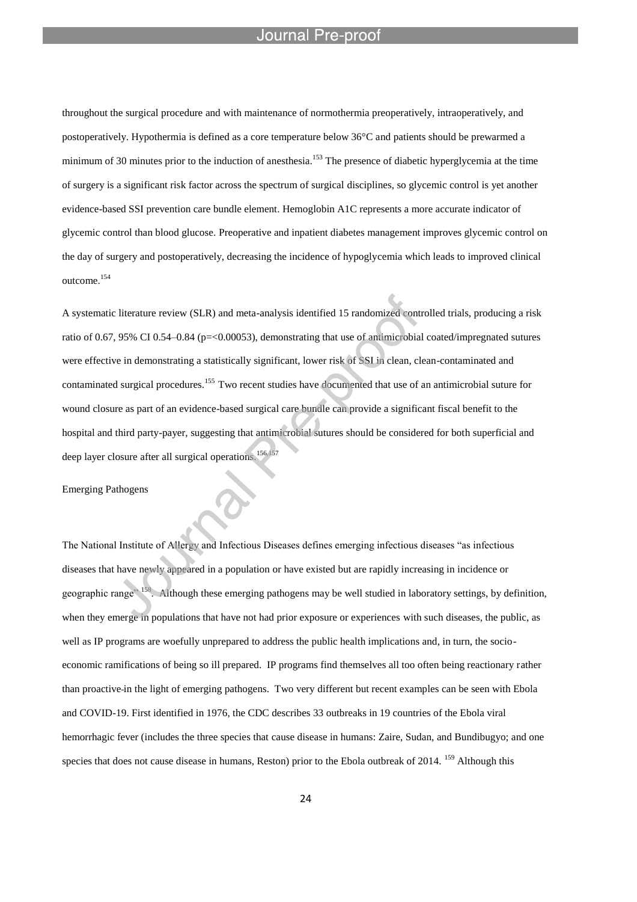throughout the surgical procedure and with maintenance of normothermia preoperatively, intraoperatively, and postoperatively. Hypothermia is defined as a core temperature below 36°C and patients should be prewarmed a minimum of 30 minutes prior to the induction of anesthesia.[153] The presence of diabetic hyperglycemia at the time of surgery is a significant risk factor across the spectrum of surgical disciplines, so glycemic control is yet another evidence-based SSI prevention care bundle element. Hemoglobin A1C represents a more accurate indicator of glycemic control than blood glucose. Preoperative and inpatient diabetes management improves glycemic control on the day of surgery and postoperatively, decreasing the incidence of hypoglycemia which leads to improved clinical outcome.[154]

A systematic literature review (SLR) and meta-analysis identified 15 randomized controlled trials, producing a risk ratio of 0.67, 95% CI 0.54–0.84 ($p=<0.00053$), demonstrating that use of antimicrobial coated/impregnated sutures were effective in demonstrating a statistically significant, lower risk of SSI in clean, clean-contaminated and contaminated surgical procedures.[155] Two recent studies have documented that use of an antimicrobial suture for wound closure as part of an evidence-based surgical care bundle can provide a significant fiscal benefit to the hospital and third party-payer, suggesting that antimicrobial sutures should be considered for both superficial and deep layer closure after all surgical operations.[156,157]

Emerging Pathogens

The National Institute of Allergy and Infectious Diseases defines emerging infectious diseases "as infectious diseases that have newly appeared in a population or have existed but are rapidly increasing in incidence or geographic range"[158]. Although these emerging pathogens may be well studied in laboratory settings, by definition, when they emerge in populations that have not had prior exposure or experiences with such diseases, the public, as well as IP programs are woefully unprepared to address the public health implications and, in turn, the socio-economic ramifications of being so ill prepared. IP programs find themselves all too often being reactionary rather than proactive in the light of emerging pathogens. Two very different but recent examples can be seen with Ebola and COVID-19. First identified in 1976, the CDC describes 33 outbreaks in 19 countries of the Ebola viral hemorrhagic fever (includes the three species that cause disease in humans: Zaire, Sudan, and Bundibugyo; and one species that does not cause disease in humans, Reston) prior to the Ebola outbreak of 2014. [159] Although this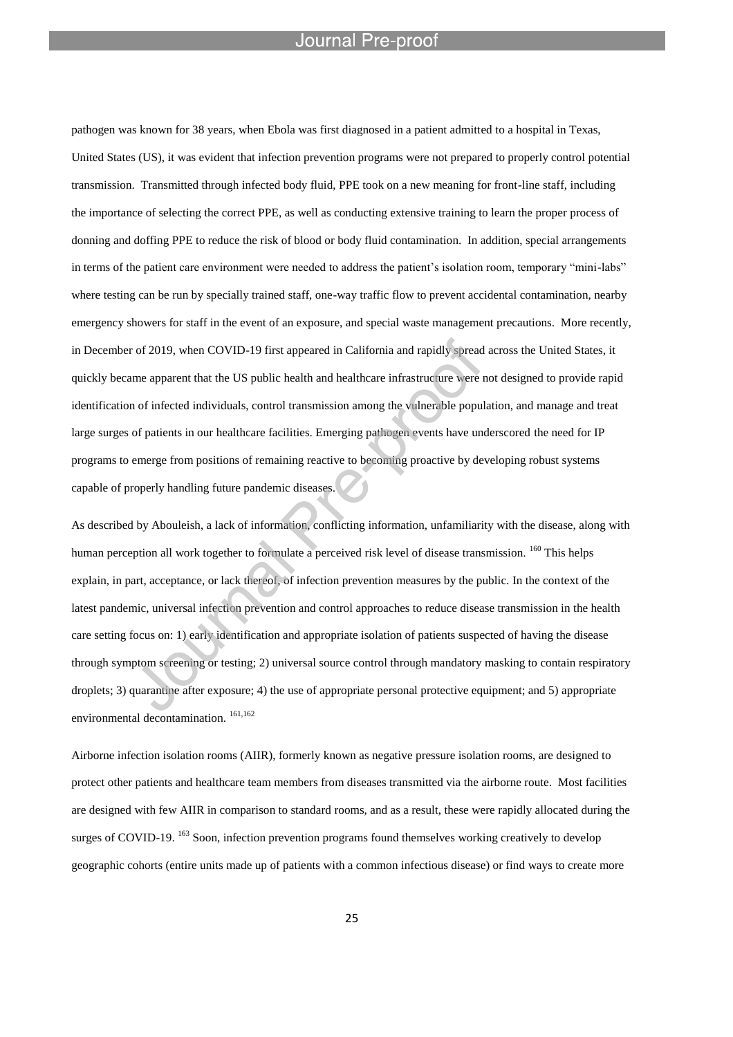pathogen was known for 38 years, when Ebola was first diagnosed in a patient admitted to a hospital in Texas, United States (US), it was evident that infection prevention programs were not prepared to properly control potential transmission. Transmitted through infected body fluid, PPE took on a new meaning for front-line staff, including the importance of selecting the correct PPE, as well as conducting extensive training to learn the proper process of donning and doffing PPE to reduce the risk of blood or body fluid contamination. In addition, special arrangements in terms of the patient care environment were needed to address the patient's isolation room, temporary "mini-labs" where testing can be run by specially trained staff, one-way traffic flow to prevent accidental contamination, nearby emergency showers for staff in the event of an exposure, and special waste management precautions. More recently, in December of 2019, when COVID-19 first appeared in California and rapidly spread across the United States, it quickly became apparent that the US public health and healthcare infrastructure were not designed to provide rapid identification of infected individuals, control transmission among the vulnerable population, and manage and treat large surges of patients in our healthcare facilities. Emerging pathogen events have underscored the need for IP programs to emerge from positions of remaining reactive to becoming proactive by developing robust systems capable of properly handling future pandemic diseases.

As described by Abouleish, a lack of information, conflicting information, unfamiliarity with the disease, along with human perception all work together to formulate a perceived risk level of disease transmission. [160] This helps explain, in part, acceptance, or lack thereof, of infection prevention measures by the public. In the context of the latest pandemic, universal infection prevention and control approaches to reduce disease transmission in the health care setting focus on: 1) early identification and appropriate isolation of patients suspected of having the disease through symptom screening or testing; 2) universal source control through mandatory masking to contain respiratory droplets; 3) quarantine after exposure; 4) the use of appropriate personal protective equipment; and 5) appropriate environmental decontamination. [161,162]

Airborne infection isolation rooms (AIIR), formerly known as negative pressure isolation rooms, are designed to protect other patients and healthcare team members from diseases transmitted via the airborne route. Most facilities are designed with few AIIR in comparison to standard rooms, and as a result, these were rapidly allocated during the surges of COVID-19. [163] Soon, infection prevention programs found themselves working creatively to develop geographic cohorts (entire units made up of patients with a common infectious disease) or find ways to create more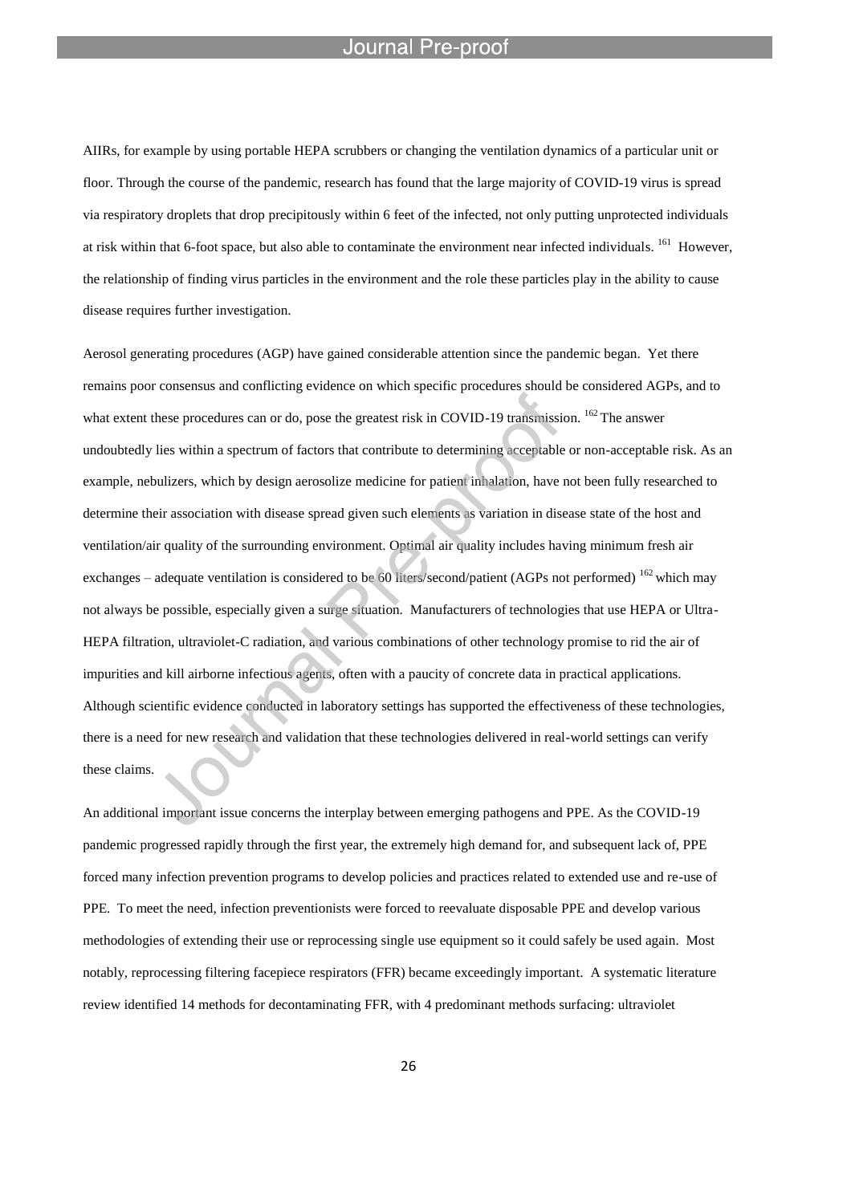AIIRs, for example by using portable HEPA scrubbers or changing the ventilation dynamics of a particular unit or floor. Through the course of the pandemic, research has found that the large majority of COVID-19 virus is spread via respiratory droplets that drop precipitously within 6 feet of the infected, not only putting unprotected individuals at risk within that 6-foot space, but also able to contaminate the environment near infected individuals. [161] However, the relationship of finding virus particles in the environment and the role these particles play in the ability to cause disease requires further investigation.

Aerosol generating procedures (AGP) have gained considerable attention since the pandemic began. Yet there remains poor consensus and conflicting evidence on which specific procedures should be considered AGPs, and to what extent these procedures can or do, pose the greatest risk in COVID-19 transmission. [162] The answer undoubtedly lies within a spectrum of factors that contribute to determining acceptable or non-acceptable risk. As an example, nebulizers, which by design aerosolize medicine for patient inhalation, have not been fully researched to determine their association with disease spread given such elements as variation in disease state of the host and ventilation/air quality of the surrounding environment. Optimal air quality includes having minimum fresh air exchanges – adequate ventilation is considered to be 60 liters/second/patient (AGPs not performed) [162] which may not always be possible, especially given a surge situation. Manufacturers of technologies that use HEPA or Ultra-HEPA filtration, ultraviolet-C radiation, and various combinations of other technology promise to rid the air of impurities and kill airborne infectious agents, often with a paucity of concrete data in practical applications. Although scientific evidence conducted in laboratory settings has supported the effectiveness of these technologies, there is a need for new research and validation that these technologies delivered in real-world settings can verify these claims.

An additional important issue concerns the interplay between emerging pathogens and PPE. As the COVID-19 pandemic progressed rapidly through the first year, the extremely high demand for, and subsequent lack of, PPE forced many infection prevention programs to develop policies and practices related to extended use and re-use of PPE. To meet the need, infection preventionists were forced to reevaluate disposable PPE and develop various methodologies of extending their use or reprocessing single use equipment so it could safely be used again. Most notably, reprocessing filtering facepiece respirators (FFR) became exceedingly important. A systematic literature review identified 14 methods for decontaminating FFR, with 4 predominant methods surfacing: ultraviolet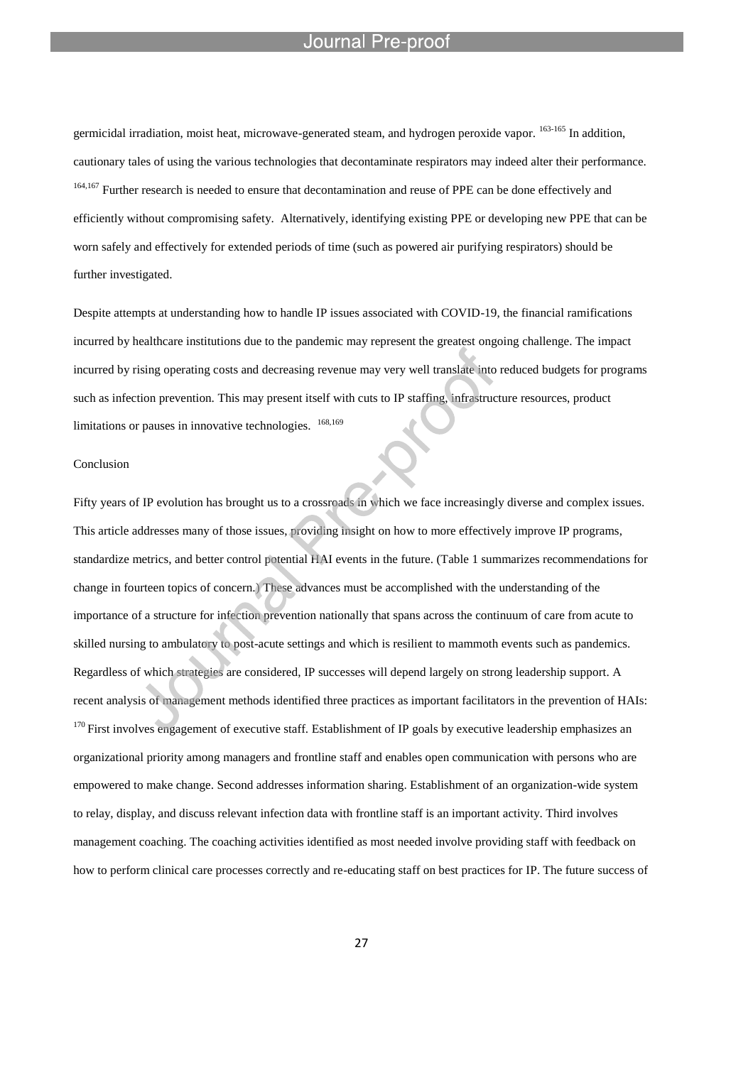germicidal irradiation, moist heat, microwave-generated steam, and hydrogen peroxide vapor. [163-165] In addition, cautionary tales of using the various technologies that decontaminate respirators may indeed alter their performance. [164,167] Further research is needed to ensure that decontamination and reuse of PPE can be done effectively and efficiently without compromising safety. Alternatively, identifying existing PPE or developing new PPE that can be worn safely and effectively for extended periods of time (such as powered air purifying respirators) should be further investigated.

Despite attempts at understanding how to handle IP issues associated with COVID-19, the financial ramifications incurred by healthcare institutions due to the pandemic may represent the greatest ongoing challenge. The impact incurred by rising operating costs and decreasing revenue may very well translate into reduced budgets for programs such as infection prevention. This may present itself with cuts to IP staffing, infrastructure resources, product limitations or pauses in innovative technologies. [168,169]

## Conclusion

Fifty years of IP evolution has brought us to a crossroads in which we face increasingly diverse and complex issues. This article addresses many of those issues, providing insight on how to more effectively improve IP programs, standardize metrics, and better control potential HAI events in the future. (Table 1 summarizes recommendations for change in fourteen topics of concern.) These advances must be accomplished with the understanding of the importance of a structure for infection prevention nationally that spans across the continuum of care from acute to skilled nursing to ambulatory to post-acute settings and which is resilient to mammoth events such as pandemics. Regardless of which strategies are considered, IP successes will depend largely on strong leadership support. A recent analysis of management methods identified three practices as important facilitators in the prevention of HAIs: [170] First involves engagement of executive staff. Establishment of IP goals by executive leadership emphasizes an organizational priority among managers and frontline staff and enables open communication with persons who are empowered to make change. Second addresses information sharing. Establishment of an organization-wide system to relay, display, and discuss relevant infection data with frontline staff is an important activity. Third involves management coaching. The coaching activities identified as most needed involve providing staff with feedback on how to perform clinical care processes correctly and re-educating staff on best practices for IP. The future success of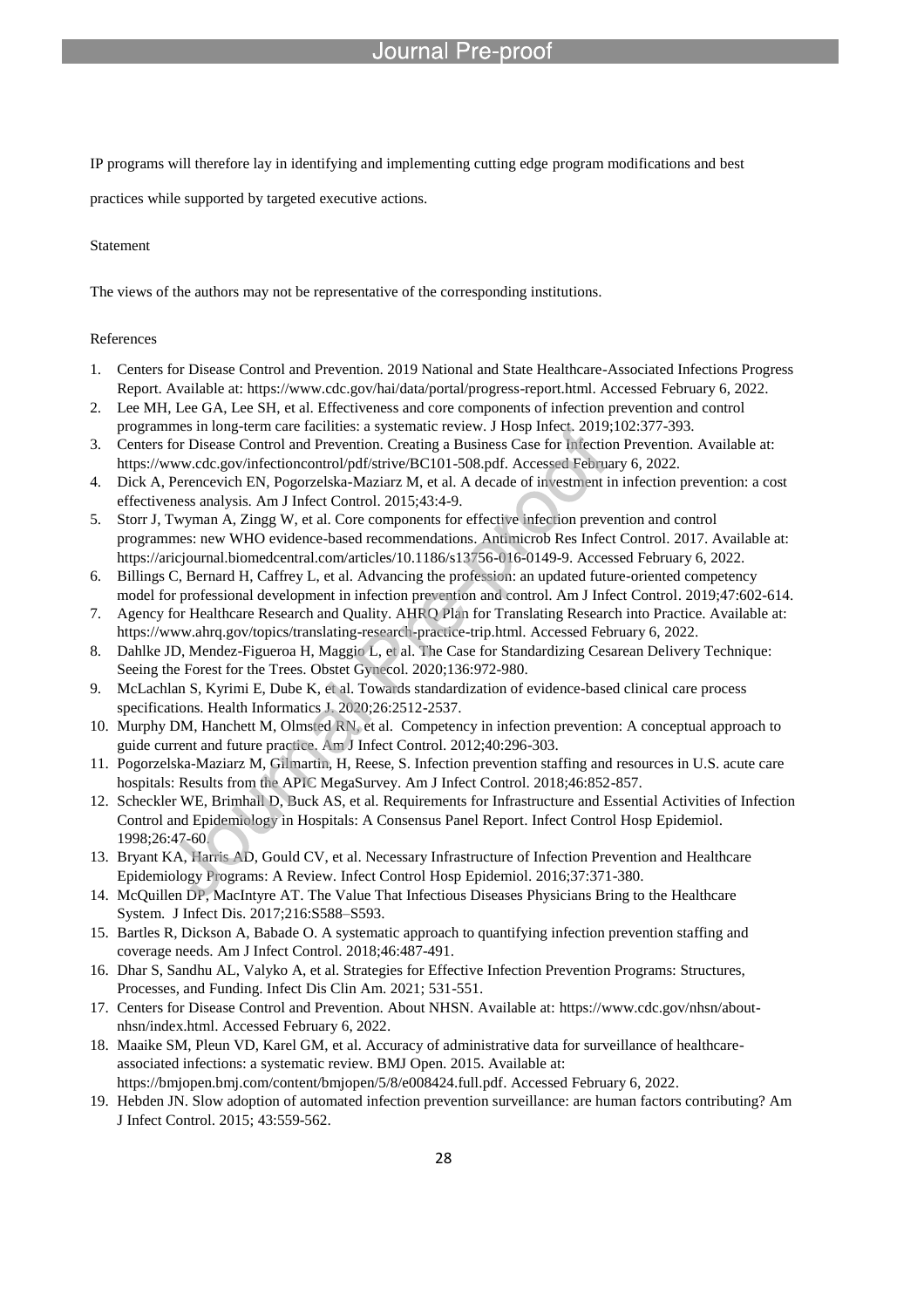IP programs will therefore lay in identifying and implementing cutting edge program modifications and best practices while supported by targeted executive actions.

Statement

The views of the authors may not be representative of the corresponding institutions.

References

1. Centers for Disease Control and Prevention. 2019 National and State Healthcare-Associated Infections Progress Report. Available at: https://www.cdc.gov/hai/data/portal/progress-report.html. Accessed February 6, 2022.
2. Lee MH, Lee GA, Lee SH, et al. Effectiveness and core components of infection prevention and control programmes in long-term care facilities: a systematic review. J Hosp Infect. 2019;102:377-393.
3. Centers for Disease Control and Prevention. Creating a Business Case for Infection Prevention. Available at: https://www.cdc.gov/infectioncontrol/pdf/strive/BC101-508.pdf. Accessed February 6, 2022.
4. Dick A, Perencevich EN, Pogorzelska-Maziarz M, et al. A decade of investment in infection prevention: a cost effectiveness analysis. Am J Infect Control. 2015;43:4-9.
5. Storr J, Twyman A, Zingg W, et al. Core components for effective infection prevention and control programmes: new WHO evidence-based recommendations. Antimicrob Res Infect Control. 2017. Available at: https://aricjournal.biomedcentral.com/articles/10.1186/s13756-016-0149-9. Accessed February 6, 2022.
6. Billings C, Bernard H, Caffrey L, et al. Advancing the profession: an updated future-oriented competency model for professional development in infection prevention and control. Am J Infect Control. 2019;47:602-614.
7. Agency for Healthcare Research and Quality. AHRQ Plan for Translating Research into Practice. Available at: https://www.ahrq.gov/topics/translating-research-practice-trip.html. Accessed February 6, 2022.
8. Dahlke JD, Mendez-Figueroa H, Maggio L, et al. The Case for Standardizing Cesarean Delivery Technique: Seeing the Forest for the Trees. Obstet Gynecol. 2020;136:972-980.
9. McLachlan S, Kyrimi E, Dube K, et al. Towards standardization of evidence-based clinical care process specifications. Health Informatics J. 2020;26:2512-2537.
10. Murphy DM, Hanchett M, Olmsted RN, et al. Competency in infection prevention: A conceptual approach to guide current and future practice. Am J Infect Control. 2012;40:296-303.
11. Pogorzelska-Maziarz M, Gilmartin, H, Reese, S. Infection prevention staffing and resources in U.S. acute care hospitals: Results from the APIC MegaSurvey. Am J Infect Control. 2018;46:852-857.
12. Scheckler WE, Brimhall D, Buck AS, et al. Requirements for Infrastructure and Essential Activities of Infection Control and Epidemiology in Hospitals: A Consensus Panel Report. Infect Control Hosp Epidemiol. 1998;26:47-60.
13. Bryant KA, Harris AD, Gould CV, et al. Necessary Infrastructure of Infection Prevention and Healthcare Epidemiology Programs: A Review. Infect Control Hosp Epidemiol. 2016;37:371-380.
14. McQuillen DP, MacIntyre AT. The Value That Infectious Diseases Physicians Bring to the Healthcare System. J Infect Dis. 2017;216:S588–S593.
15. Bartles R, Dickson A, Babade O. A systematic approach to quantifying infection prevention staffing and coverage needs. Am J Infect Control. 2018;46:487-491.
16. Dhar S, Sandhu AL, Valyko A, et al. Strategies for Effective Infection Prevention Programs: Structures, Processes, and Funding. Infect Dis Clin Am. 2021; 531-551.
17. Centers for Disease Control and Prevention. About NHSN. Available at: https://www.cdc.gov/nhsn/about-nhsn/index.html. Accessed February 6, 2022.
18. Maaike SM, Pleun VD, Karel GM, et al. Accuracy of administrative data for surveillance of healthcare-associated infections: a systematic review. BMJ Open. 2015. Available at: https://bmjopen.bmj.com/content/bmjopen/5/8/e008424.full.pdf. Accessed February 6, 2022.
19. Hebden JN. Slow adoption of automated infection prevention surveillance: are human factors contributing? Am J Infect Control. 2015; 43:559-562.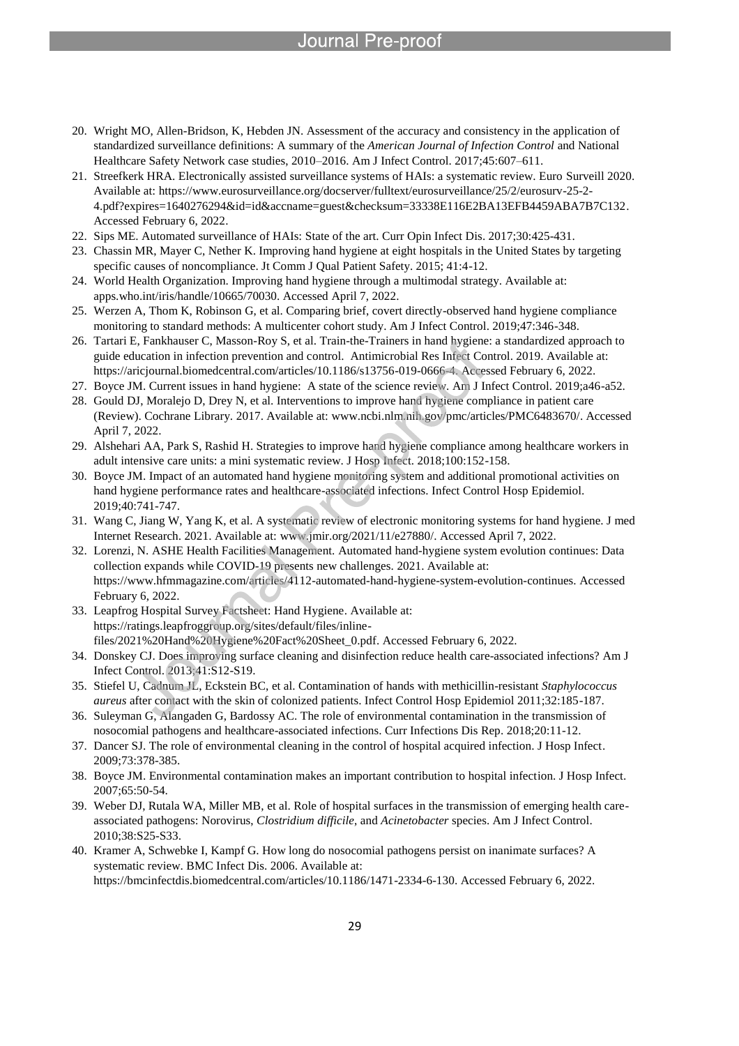20. Wright MO, Allen-Bridson, K, Hebden JN. Assessment of the accuracy and consistency in the application of standardized surveillance definitions: A summary of the *American Journal of Infection Control* and National Healthcare Safety Network case studies, 2010–2016. Am J Infect Control. 2017;45:607–611.
21. Streefkerk HRA. Electronically assisted surveillance systems of HAIs: a systematic review. Euro Surveill 2020. Available at: https://www.eurosurveillance.org/docserver/fulltext/eurosurveillance/25/2/eurosurv-25-2-4.pdf?expires=1640276294&id=id&accname=guest&checksum=33338E116E2BA13EFB4459ABA7B7C132. Accessed February 6, 2022.
22. Sips ME. Automated surveillance of HAIs: State of the art. Curr Opin Infect Dis. 2017;30:425-431.
23. Chassin MR, Mayer C, Nether K. Improving hand hygiene at eight hospitals in the United States by targeting specific causes of noncompliance. Jt Comm J Qual Patient Safety. 2015; 41:4-12.
24. World Health Organization. Improving hand hygiene through a multimodal strategy. Available at: apps.who.int/iris/handle/10665/70030. Accessed April 7, 2022.
25. Werzen A, Thom K, Robinson G, et al. Comparing brief, covert directly-observed hand hygiene compliance monitoring to standard methods: A multicenter cohort study. Am J Infect Control. 2019;47:346-348.
26. Tartari E, Fankhauser C, Masson-Roy S, et al. Train-the-Trainers in hand hygiene: a standardized approach to guide education in infection prevention and control. Antimicrobial Res Infect Control. 2019. Available at: https://aricjournal.biomedcentral.com/articles/10.1186/s13756-019-0666-4. Accessed February 6, 2022.
27. Boyce JM. Current issues in hand hygiene: A state of the science review. Am J Infect Control. 2019;a46-a52.
28. Gould DJ, Moralejo D, Drey N, et al. Interventions to improve hand hygiene compliance in patient care (Review). Cochrane Library. 2017. Available at: www.ncbi.nlm.nih.gov/pmc/articles/PMC6483670/. Accessed April 7, 2022.
29. Alshehari AA, Park S, Rashid H. Strategies to improve hand hygiene compliance among healthcare workers in adult intensive care units: a mini systematic review. J Hosp Infect. 2018;100:152-158.
30. Boyce JM. Impact of an automated hand hygiene monitoring system and additional promotional activities on hand hygiene performance rates and healthcare-associated infections. Infect Control Hosp Epidemiol. 2019;40:741-747.
31. Wang C, Jiang W, Yang K, et al. A systematic review of electronic monitoring systems for hand hygiene. J med Internet Research. 2021. Available at: www.jmir.org/2021/11/e27880/. Accessed April 7, 2022.
32. Lorenzi, N. ASHE Health Facilities Management. Automated hand-hygiene system evolution continues: Data collection expands while COVID-19 presents new challenges. 2021. Available at: https://www.hfmmagazine.com/articles/4112-automated-hand-hygiene-system-evolution-continues. Accessed February 6, 2022.
33. Leapfrog Hospital Survey Factsheet: Hand Hygiene. Available at: https://ratings.leapfroggroup.org/sites/default/files/inline-files/2021%20Hand%20Hygiene%20Fact%20Sheet_0.pdf. Accessed February 6, 2022.
34. Donskey CJ. Does improving surface cleaning and disinfection reduce health care-associated infections? Am J Infect Control. 2013;41:S12-S19.
35. Stiefel U, Cadnum JL, Eckstein BC, et al. Contamination of hands with methicillin-resistant *Staphylococcus aureus* after contact with the skin of colonized patients. Infect Control Hosp Epidemiol 2011;32:185-187.
36. Suleyman G, Alangaden G, Bardossy AC. The role of environmental contamination in the transmission of nosocomial pathogens and healthcare-associated infections. Curr Infections Dis Rep. 2018;20:11-12.
37. Dancer SJ. The role of environmental cleaning in the control of hospital acquired infection. J Hosp Infect. 2009;73:378-385.
38. Boyce JM. Environmental contamination makes an important contribution to hospital infection. J Hosp Infect. 2007;65:50-54.
39. Weber DJ, Rutala WA, Miller MB, et al. Role of hospital surfaces in the transmission of emerging health care-associated pathogens: Norovirus, *Clostridium difficile*, and *Acinetobacter* species. Am J Infect Control. 2010;38:S25-S33.
40. Kramer A, Schwebke I, Kampf G. How long do nosocomial pathogens persist on inanimate surfaces? A systematic review. BMC Infect Dis. 2006. Available at: https://bmcinfectdis.biomedcentral.com/articles/10.1186/1471-2334-6-130. Accessed February 6, 2022.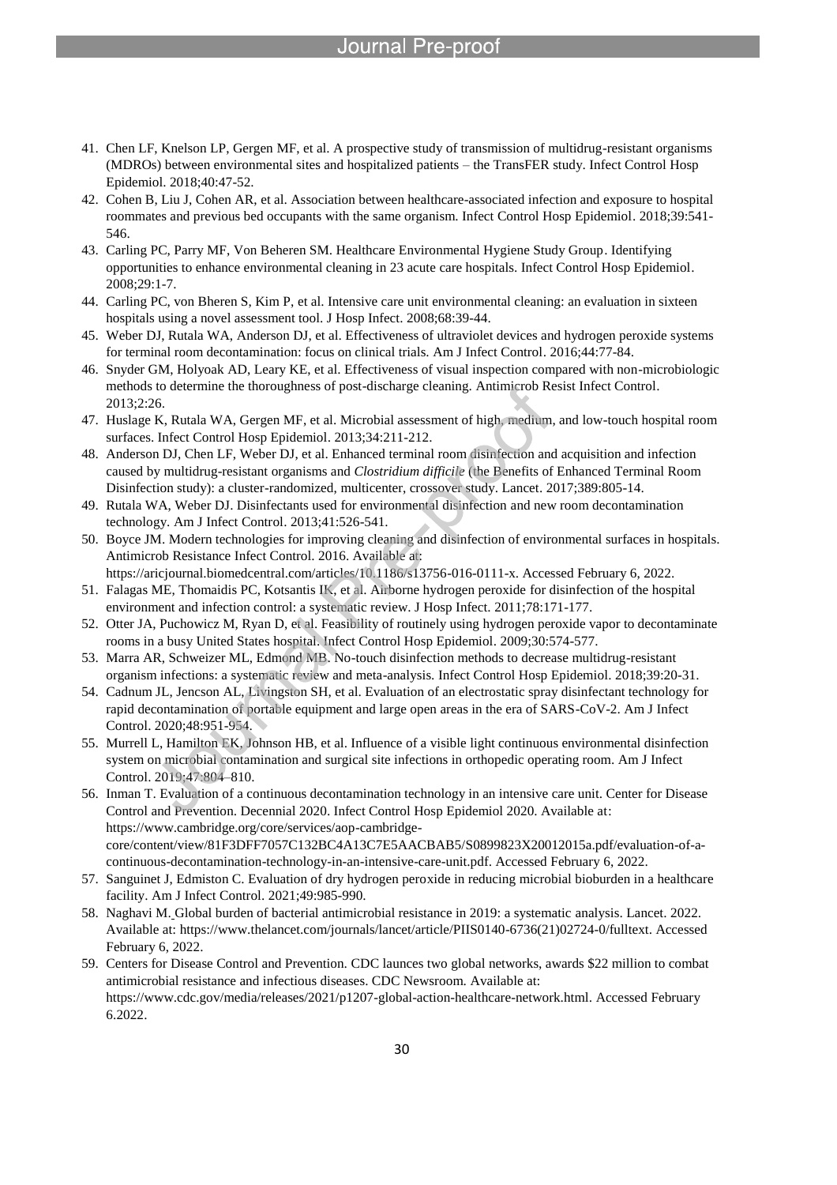41. Chen LF, Knelson LP, Gergen MF, et al. A prospective study of transmission of multidrug-resistant organisms (MDROs) between environmental sites and hospitalized patients – the TransFER study. Infect Control Hosp Epidemiol. 2018;40:47-52.
42. Cohen B, Liu J, Cohen AR, et al. Association between healthcare-associated infection and exposure to hospital roommates and previous bed occupants with the same organism. Infect Control Hosp Epidemiol. 2018;39:541-546.
43. Carling PC, Parry MF, Von Beheren SM. Healthcare Environmental Hygiene Study Group. Identifying opportunities to enhance environmental cleaning in 23 acute care hospitals. Infect Control Hosp Epidemiol. 2008;29:1-7.
44. Carling PC, von Bheren S, Kim P, et al. Intensive care unit environmental cleaning: an evaluation in sixteen hospitals using a novel assessment tool. J Hosp Infect. 2008;68:39-44.
45. Weber DJ, Rutala WA, Anderson DJ, et al. Effectiveness of ultraviolet devices and hydrogen peroxide systems for terminal room decontamination: focus on clinical trials. Am J Infect Control. 2016;44:77-84.
46. Snyder GM, Holyoak AD, Leary KE, et al. Effectiveness of visual inspection compared with non-microbiologic methods to determine the thoroughness of post-discharge cleaning. Antimicrob Resist Infect Control. 2013;2:26.
47. Huslage K, Rutala WA, Gergen MF, et al. Microbial assessment of high, medium, and low-touch hospital room surfaces. Infect Control Hosp Epidemiol. 2013;34:211-212.
48. Anderson DJ, Chen LF, Weber DJ, et al. Enhanced terminal room disinfection and acquisition and infection caused by multidrug-resistant organisms and *Clostridium difficile* (the Benefits of Enhanced Terminal Room Disinfection study): a cluster-randomized, multicenter, crossover study. Lancet. 2017;389:805-14.
49. Rutala WA, Weber DJ. Disinfectants used for environmental disinfection and new room decontamination technology. Am J Infect Control. 2013;41:526-541.
50. Boyce JM. Modern technologies for improving cleaning and disinfection of environmental surfaces in hospitals. Antimicrob Resistance Infect Control. 2016. Available at: https://aricjournal.biomedcentral.com/articles/10.1186/s13756-016-0111-x. Accessed February 6, 2022.
51. Falagas ME, Thomaidis PC, Kotsantis IK, et al. Airborne hydrogen peroxide for disinfection of the hospital environment and infection control: a systematic review. J Hosp Infect. 2011;78:171-177.
52. Otter JA, Puchowicz M, Ryan D, et al. Feasibility of routinely using hydrogen peroxide vapor to decontaminate rooms in a busy United States hospital. Infect Control Hosp Epidemiol. 2009;30:574-577.
53. Marra AR, Schweizer ML, Edmond MB. No-touch disinfection methods to decrease multidrug-resistant organism infections: a systematic review and meta-analysis. Infect Control Hosp Epidemiol. 2018;39:20-31.
54. Cadnum JL, Jencson AL, Livingston SH, et al. Evaluation of an electrostatic spray disinfectant technology for rapid decontamination of portable equipment and large open areas in the era of SARS-CoV-2. Am J Infect Control. 2020;48:951-954.
55. Murrell L, Hamilton EK, Johnson HB, et al. Influence of a visible light continuous environmental disinfection system on microbial contamination and surgical site infections in orthopedic operating room. Am J Infect Control. 2019;47:804–810.
56. Inman T. Evaluation of a continuous decontamination technology in an intensive care unit. Center for Disease Control and Prevention. Decennial 2020. Infect Control Hosp Epidemiol 2020. Available at: https://www.cambridge.org/core/services/aop-cambridge-core/content/view/81F3DFF7057C132BC4A13C7E5AACBAB5/S0899823X20012015a.pdf/evaluation-of-a-continuous-decontamination-technology-in-an-intensive-care-unit.pdf. Accessed February 6, 2022.
57. Sanguinet J, Edmiston C. Evaluation of dry hydrogen peroxide in reducing microbial bioburden in a healthcare facility. Am J Infect Control. 2021;49:985-990.
58. Naghavi M. Global burden of bacterial antimicrobial resistance in 2019: a systematic analysis. Lancet. 2022. Available at: https://www.thelancet.com/journals/lancet/article/PIIS0140-6736(21)02724-0/fulltext. Accessed February 6, 2022.
59. Centers for Disease Control and Prevention. CDC launces two global networks, awards $22 million to combat antimicrobial resistance and infectious diseases. CDC Newsroom. Available at: https://www.cdc.gov/media/releases/2021/p1207-global-action-healthcare-network.html. Accessed February 6.2022.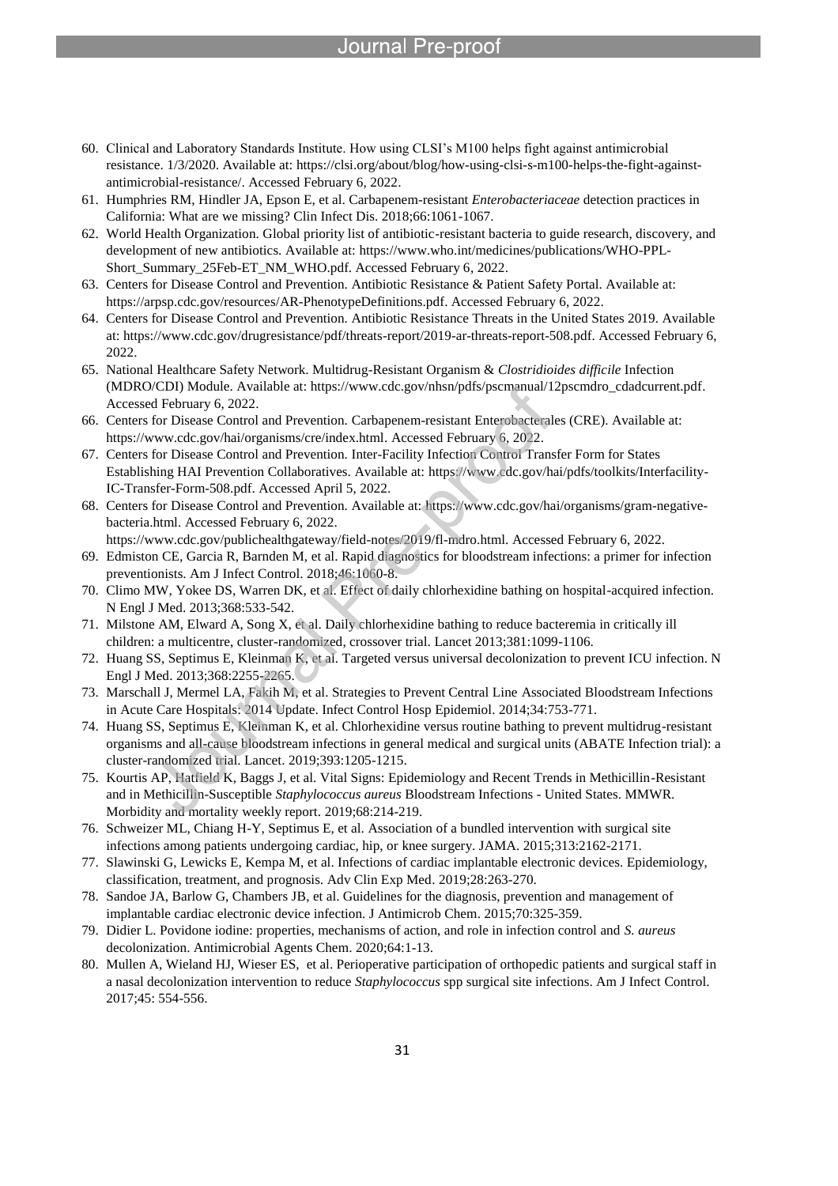60. Clinical and Laboratory Standards Institute. How using CLSI's M100 helps fight against antimicrobial resistance. 1/3/2020. Available at: https://clsi.org/about/blog/how-using-clsi-s-m100-helps-the-fight-against-antimicrobial-resistance/. Accessed February 6, 2022.
61. Humphries RM, Hindler JA, Epson E, et al. Carbapenem-resistant *Enterobacteriaceae* detection practices in California: What are we missing? Clin Infect Dis. 2018;66:1061-1067.
62. World Health Organization. Global priority list of antibiotic-resistant bacteria to guide research, discovery, and development of new antibiotics. Available at: https://www.who.int/medicines/publications/WHO-PPL-Short_Summary_25Feb-ET_NM_WHO.pdf. Accessed February 6, 2022.
63. Centers for Disease Control and Prevention. Antibiotic Resistance & Patient Safety Portal. Available at: https://arpsp.cdc.gov/resources/AR-PhenotypeDefinitions.pdf. Accessed February 6, 2022.
64. Centers for Disease Control and Prevention. Antibiotic Resistance Threats in the United States 2019. Available at: https://www.cdc.gov/drugresistance/pdf/threats-report/2019-ar-threats-report-508.pdf. Accessed February 6, 2022.
65. National Healthcare Safety Network. Multidrug-Resistant Organism & *Clostridioides difficile* Infection (MDRO/CDI) Module. Available at: https://www.cdc.gov/nhsn/pdfs/pscmanual/12pscmdro_cdadcurrent.pdf. Accessed February 6, 2022.
66. Centers for Disease Control and Prevention. Carbapenem-resistant Enterobacterales (CRE). Available at: https://www.cdc.gov/hai/organisms/cre/index.html. Accessed February 6, 2022.
67. Centers for Disease Control and Prevention. Inter-Facility Infection Control Transfer Form for States Establishing HAI Prevention Collaboratives. Available at: https://www.cdc.gov/hai/pdfs/toolkits/Interfacility-IC-Transfer-Form-508.pdf. Accessed April 5, 2022.
68. Centers for Disease Control and Prevention. Available at: https://www.cdc.gov/hai/organisms/gram-negative-bacteria.html. Accessed February 6, 2022.
https://www.cdc.gov/publichealthgateway/field-notes/2019/fl-mdro.html. Accessed February 6, 2022.
69. Edmiston CE, Garcia R, Barnden M, et al. Rapid diagnostics for bloodstream infections: a primer for infection preventionists. Am J Infect Control. 2018;46:1060-8.
70. Climo MW, Yokee DS, Warren DK, et al. Effect of daily chlorhexidine bathing on hospital-acquired infection. N Engl J Med. 2013;368:533-542.
71. Milstone AM, Elward A, Song X, et al. Daily chlorhexidine bathing to reduce bacteremia in critically ill children: a multicentre, cluster-randomized, crossover trial. Lancet 2013;381:1099-1106.
72. Huang SS, Septimus E, Kleinman K, et al. Targeted versus universal decolonization to prevent ICU infection. N Engl J Med. 2013;368:2255-2265.
73. Marschall J, Mermel LA, Fakih M, et al. Strategies to Prevent Central Line Associated Bloodstream Infections in Acute Care Hospitals: 2014 Update. Infect Control Hosp Epidemiol. 2014;34:753-771.
74. Huang SS, Septimus E, Kleinman K, et al. Chlorhexidine versus routine bathing to prevent multidrug-resistant organisms and all-cause bloodstream infections in general medical and surgical units (ABATE Infection trial): a cluster-randomized trial. Lancet. 2019;393:1205-1215.
75. Kourtis AP, Hatfield K, Baggs J, et al. Vital Signs: Epidemiology and Recent Trends in Methicillin-Resistant and in Methicillin-Susceptible *Staphylococcus aureus* Bloodstream Infections - United States. MMWR. Morbidity and mortality weekly report. 2019;68:214-219.
76. Schweizer ML, Chiang H-Y, Septimus E, et al. Association of a bundled intervention with surgical site infections among patients undergoing cardiac, hip, or knee surgery. JAMA. 2015;313:2162-2171.
77. Slawinski G, Lewicks E, Kempa M, et al. Infections of cardiac implantable electronic devices. Epidemiology, classification, treatment, and prognosis. Adv Clin Exp Med. 2019;28:263-270.
78. Sandoe JA, Barlow G, Chambers JB, et al. Guidelines for the diagnosis, prevention and management of implantable cardiac electronic device infection. J Antimicrob Chem. 2015;70:325-359.
79. Didier L. Povidone iodine: properties, mechanisms of action, and role in infection control and *S. aureus* decolonization. Antimicrobial Agents Chem. 2020;64:1-13.
80. Mullen A, Wieland HJ, Wieser ES, et al. Perioperative participation of orthopedic patients and surgical staff in a nasal decolonization intervention to reduce *Staphylococcus* spp surgical site infections. Am J Infect Control. 2017;45: 554-556.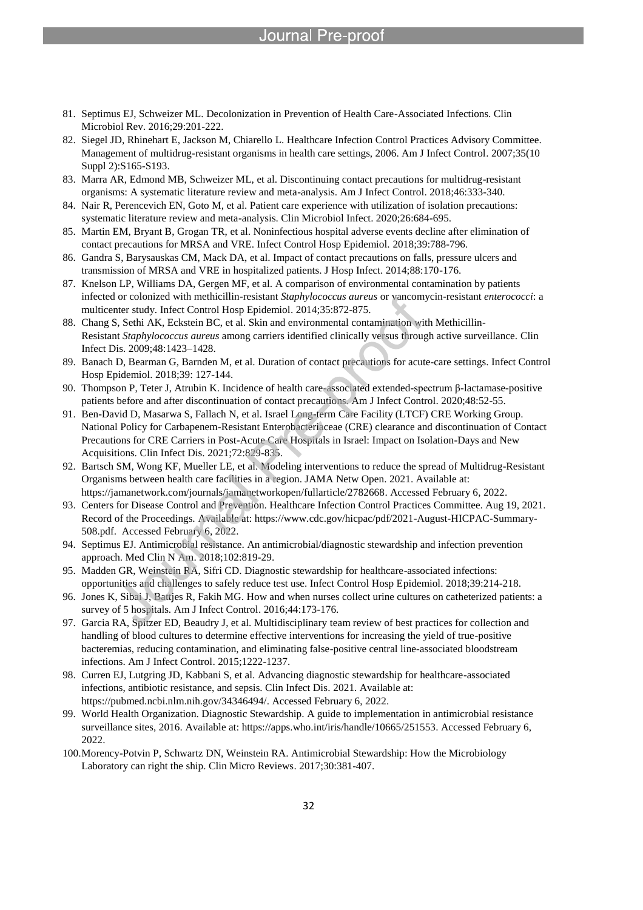81. Septimus EJ, Schweizer ML. Decolonization in Prevention of Health Care-Associated Infections. Clin Microbiol Rev. 2016;29:201-222.
82. Siegel JD, Rhinehart E, Jackson M, Chiarello L. Healthcare Infection Control Practices Advisory Committee. Management of multidrug-resistant organisms in health care settings, 2006. Am J Infect Control. 2007;35(10 Suppl 2):S165-S193.
83. Marra AR, Edmond MB, Schweizer ML, et al. Discontinuing contact precautions for multidrug-resistant organisms: A systematic literature review and meta-analysis. Am J Infect Control. 2018;46:333-340.
84. Nair R, Perencevich EN, Goto M, et al. Patient care experience with utilization of isolation precautions: systematic literature review and meta-analysis. Clin Microbiol Infect. 2020;26:684-695.
85. Martin EM, Bryant B, Grogan TR, et al. Noninfectious hospital adverse events decline after elimination of contact precautions for MRSA and VRE. Infect Control Hosp Epidemiol. 2018;39:788-796.
86. Gandra S, Barysauskas CM, Mack DA, et al. Impact of contact precautions on falls, pressure ulcers and transmission of MRSA and VRE in hospitalized patients. J Hosp Infect. 2014;88:170-176.
87. Knelson LP, Williams DA, Gergen MF, et al. A comparison of environmental contamination by patients infected or colonized with methicillin-resistant *Staphylococcus aureus* or vancomycin-resistant *enterococci*: a multicenter study. Infect Control Hosp Epidemiol. 2014;35:872-875.
88. Chang S, Sethi AK, Eckstein BC, et al. Skin and environmental contamination with Methicillin-Resistant *Staphylococcus aureus* among carriers identified clinically versus through active surveillance. Clin Infect Dis. 2009;48:1423–1428.
89. Banach D, Bearman G, Barnden M, et al. Duration of contact precautions for acute-care settings. Infect Control Hosp Epidemiol. 2018;39: 127-144.
90. Thompson P, Teter J, Atrubin K. Incidence of health care-associated extended-spectrum β-lactamase-positive patients before and after discontinuation of contact precautions. Am J Infect Control. 2020;48:52-55.
91. Ben-David D, Masarwa S, Fallach N, et al. Israel Long-term Care Facility (LTCF) CRE Working Group. National Policy for Carbapenem-Resistant Enterobacteriaceae (CRE) clearance and discontinuation of Contact Precautions for CRE Carriers in Post-Acute Care Hospitals in Israel: Impact on Isolation-Days and New Acquisitions. Clin Infect Dis. 2021;72:829-835.
92. Bartsch SM, Wong KF, Mueller LE, et al. Modeling interventions to reduce the spread of Multidrug-Resistant Organisms between health care facilities in a region. JAMA Netw Open. 2021. Available at: https://jamanetwork.com/journals/jamanetworkopen/fullarticle/2782668. Accessed February 6, 2022.
93. Centers for Disease Control and Prevention. Healthcare Infection Control Practices Committee. Aug 19, 2021. Record of the Proceedings. Available at: https://www.cdc.gov/hicpac/pdf/2021-August-HICPAC-Summary-508.pdf. Accessed February 6, 2022.
94. Septimus EJ. Antimicrobial resistance. An antimicrobial/diagnostic stewardship and infection prevention approach. Med Clin N Am. 2018;102:819-29.
95. Madden GR, Weinstein RA, Sifri CD. Diagnostic stewardship for healthcare-associated infections: opportunities and challenges to safely reduce test use. Infect Control Hosp Epidemiol. 2018;39:214-218.
96. Jones K, Sibai J, Battjes R, Fakih MG. How and when nurses collect urine cultures on catheterized patients: a survey of 5 hospitals. Am J Infect Control. 2016;44:173-176.
97. Garcia RA, Spitzer ED, Beaudry J, et al. Multidisciplinary team review of best practices for collection and handling of blood cultures to determine effective interventions for increasing the yield of true-positive bacteremias, reducing contamination, and eliminating false-positive central line-associated bloodstream infections. Am J Infect Control. 2015;1222-1237.
98. Curren EJ, Lutgring JD, Kabbani S, et al. Advancing diagnostic stewardship for healthcare-associated infections, antibiotic resistance, and sepsis. Clin Infect Dis. 2021. Available at: https://pubmed.ncbi.nlm.nih.gov/34346494/. Accessed February 6, 2022.
99. World Health Organization. Diagnostic Stewardship. A guide to implementation in antimicrobial resistance surveillance sites, 2016. Available at: https://apps.who.int/iris/handle/10665/251553. Accessed February 6, 2022.
100. Morency-Potvin P, Schwartz DN, Weinstein RA. Antimicrobial Stewardship: How the Microbiology Laboratory can right the ship. Clin Micro Reviews. 2017;30:381-407.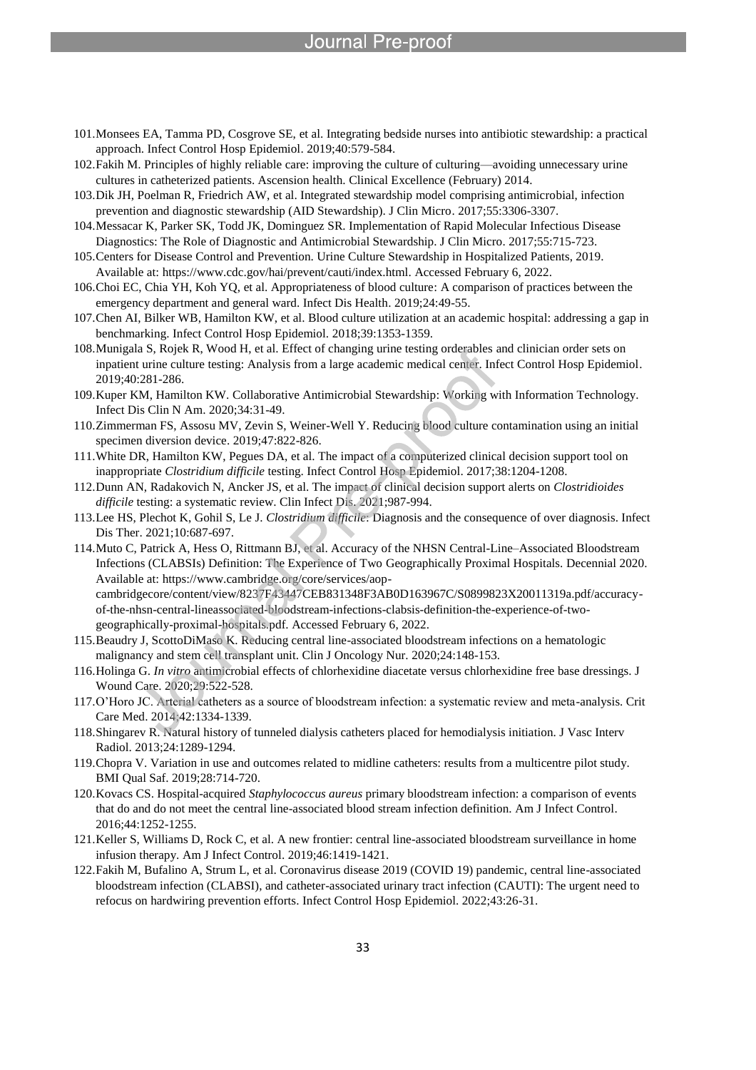101. Monsees EA, Tamma PD, Cosgrove SE, et al. Integrating bedside nurses into antibiotic stewardship: a practical approach. Infect Control Hosp Epidemiol. 2019;40:579-584.
102. Fakih M. Principles of highly reliable care: improving the culture of culturing—avoiding unnecessary urine cultures in catheterized patients. Ascension health. Clinical Excellence (February) 2014.
103. Dik JH, Poelman R, Friedrich AW, et al. Integrated stewardship model comprising antimicrobial, infection prevention and diagnostic stewardship (AID Stewardship). J Clin Micro. 2017;55:3306-3307.
104. Messacar K, Parker SK, Todd JK, Dominguez SR. Implementation of Rapid Molecular Infectious Disease Diagnostics: The Role of Diagnostic and Antimicrobial Stewardship. J Clin Micro. 2017;55:715-723.
105. Centers for Disease Control and Prevention. Urine Culture Stewardship in Hospitalized Patients, 2019. Available at: https://www.cdc.gov/hai/prevent/cauti/index.html. Accessed February 6, 2022.
106. Choi EC, Chia YH, Koh YQ, et al. Appropriateness of blood culture: A comparison of practices between the emergency department and general ward. Infect Dis Health. 2019;24:49-55.
107. Chen AI, Bilker WB, Hamilton KW, et al. Blood culture utilization at an academic hospital: addressing a gap in benchmarking. Infect Control Hosp Epidemiol. 2018;39:1353-1359.
108. Munigala S, Rojek R, Wood H, et al. Effect of changing urine testing orderables and clinician order sets on inpatient urine culture testing: Analysis from a large academic medical center. Infect Control Hosp Epidemiol. 2019;40:281-286.
109. Kuper KM, Hamilton KW. Collaborative Antimicrobial Stewardship: Working with Information Technology. Infect Dis Clin N Am. 2020;34:31-49.
110. Zimmerman FS, Assosu MV, Zevin S, Weiner-Well Y. Reducing blood culture contamination using an initial specimen diversion device. 2019;47:822-826.
111. White DR, Hamilton KW, Pegues DA, et al. The impact of a computerized clinical decision support tool on inappropriate *Clostridium difficile* testing. Infect Control Hosp Epidemiol. 2017;38:1204-1208.
112. Dunn AN, Radakovich N, Ancker JS, et al. The impact of clinical decision support alerts on *Clostridioides difficile* testing: a systematic review. Clin Infect Dis. 2021;987-994.
113. Lee HS, Plechot K, Gohil S, Le J. *Clostridium difficile*: Diagnosis and the consequence of over diagnosis. Infect Dis Ther. 2021;10:687-697.
114. Muto C, Patrick A, Hess O, Rittmann BJ, et al. Accuracy of the NHSN Central-Line–Associated Bloodstream Infections (CLABSIs) Definition: The Experience of Two Geographically Proximal Hospitals. Decennial 2020. Available at: https://www.cambridge.org/core/services/aop-cambridgecore/content/view/8237F43447CEB831348F3AB0D163967C/S0899823X20011319a.pdf/accuracy-of-the-nhsn-central-lineassociated-bloodstream-infections-clabsis-definition-the-experience-of-two-geographically-proximal-hospitals.pdf. Accessed February 6, 2022.
115. Beaudry J, ScottoDiMaso K. Reducing central line-associated bloodstream infections on a hematologic malignancy and stem cell transplant unit. Clin J Oncology Nur. 2020;24:148-153.
116. Holinga G. *In vitro* antimicrobial effects of chlorhexidine diacetate versus chlorhexidine free base dressings. J Wound Care. 2020;29:522-528.
117. O'Horo JC. Arterial catheters as a source of bloodstream infection: a systematic review and meta-analysis. Crit Care Med. 2014;42:1334-1339.
118. Shingarev R. Natural history of tunneled dialysis catheters placed for hemodialysis initiation. J Vasc Interv Radiol. 2013;24:1289-1294.
119. Chopra V. Variation in use and outcomes related to midline catheters: results from a multicentre pilot study. BMI Qual Saf. 2019;28:714-720.
120. Kovacs CS. Hospital-acquired *Staphylococcus aureus* primary bloodstream infection: a comparison of events that do and do not meet the central line-associated blood stream infection definition. Am J Infect Control. 2016;44:1252-1255.
121. Keller S, Williams D, Rock C, et al. A new frontier: central line-associated bloodstream surveillance in home infusion therapy. Am J Infect Control. 2019;46:1419-1421.
122. Fakih M, Bufalino A, Strum L, et al. Coronavirus disease 2019 (COVID 19) pandemic, central line-associated bloodstream infection (CLABSI), and catheter-associated urinary tract infection (CAUTI): The urgent need to refocus on hardwiring prevention efforts. Infect Control Hosp Epidemiol. 2022;43:26-31.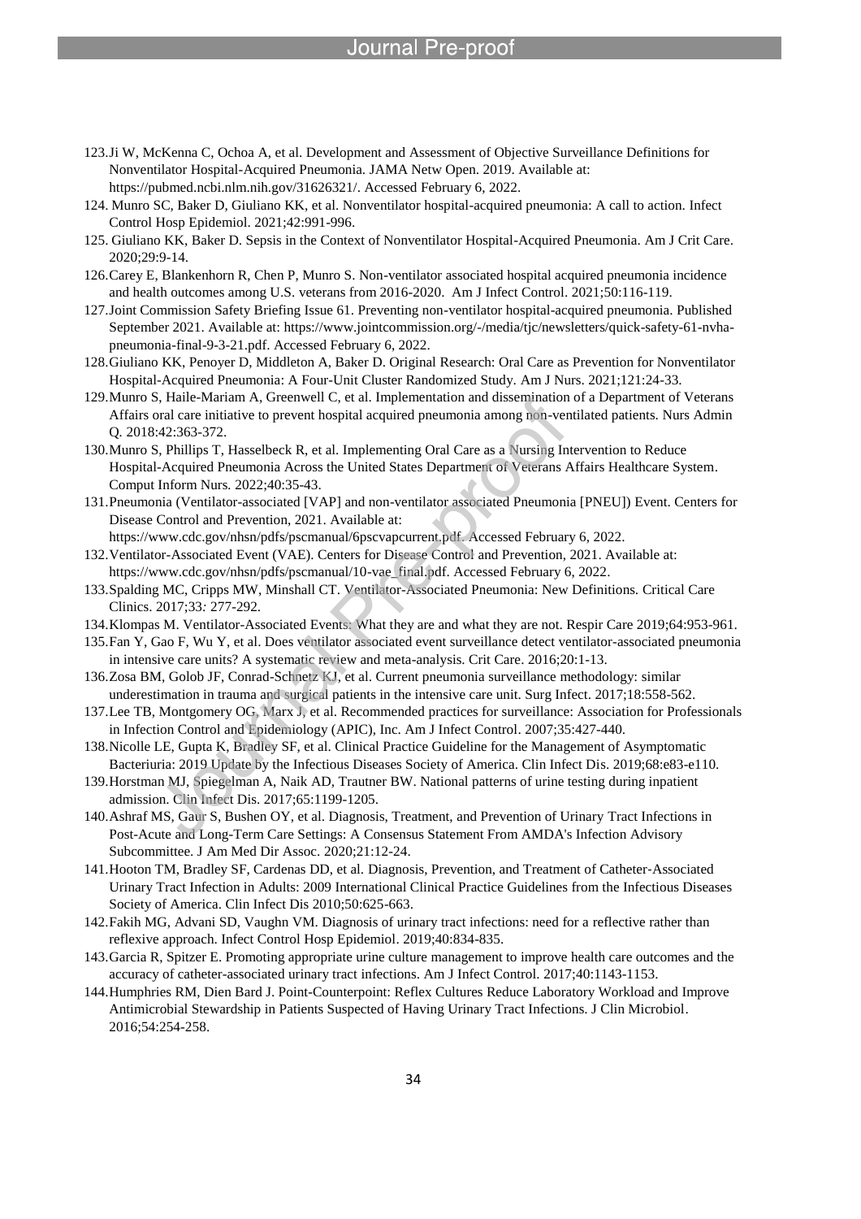123. Ji W, McKenna C, Ochoa A, et al. Development and Assessment of Objective Surveillance Definitions for Nonventilator Hospital-Acquired Pneumonia. JAMA Netw Open. 2019. Available at: https://pubmed.ncbi.nlm.nih.gov/31626321/. Accessed February 6, 2022.
124. Munro SC, Baker D, Giuliano KK, et al. Nonventilator hospital-acquired pneumonia: A call to action. Infect Control Hosp Epidemiol. 2021;42:991-996.
125. Giuliano KK, Baker D. Sepsis in the Context of Nonventilator Hospital-Acquired Pneumonia. Am J Crit Care. 2020;29:9-14.
126. Carey E, Blankenhorn R, Chen P, Munro S. Non-ventilator associated hospital acquired pneumonia incidence and health outcomes among U.S. veterans from 2016-2020. Am J Infect Control. 2021;50:116-119.
127. Joint Commission Safety Briefing Issue 61. Preventing non-ventilator hospital-acquired pneumonia. Published September 2021. Available at: https://www.jointcommission.org/-/media/tjc/newsletters/quick-safety-61-nvha-pneumonia-final-9-3-21.pdf. Accessed February 6, 2022.
128. Giuliano KK, Penoyer D, Middleton A, Baker D. Original Research: Oral Care as Prevention for Nonventilator Hospital-Acquired Pneumonia: A Four-Unit Cluster Randomized Study. Am J Nurs. 2021;121:24-33.
129. Munro S, Haile-Mariam A, Greenwell C, et al. Implementation and dissemination of a Department of Veterans Affairs oral care initiative to prevent hospital acquired pneumonia among non-ventilated patients. Nurs Admin Q. 2018:42:363-372.
130. Munro S, Phillips T, Hasselbeck R, et al. Implementing Oral Care as a Nursing Intervention to Reduce Hospital-Acquired Pneumonia Across the United States Department of Veterans Affairs Healthcare System. Comput Inform Nurs. 2022;40:35-43.
131. Pneumonia (Ventilator-associated [VAP] and non-ventilator associated Pneumonia [PNEU]) Event. Centers for Disease Control and Prevention, 2021. Available at: https://www.cdc.gov/nhsn/pdfs/pscmanual/6pscvapcurrent.pdf. Accessed February 6, 2022.
132. Ventilator-Associated Event (VAE). Centers for Disease Control and Prevention, 2021. Available at: https://www.cdc.gov/nhsn/pdfs/pscmanual/10-vae_final.pdf. Accessed February 6, 2022.
133. Spalding MC, Cripps MW, Minshall CT. Ventilator-Associated Pneumonia: New Definitions. Critical Care Clinics. 2017;33: 277-292.
134. Klompas M. Ventilator-Associated Events: What they are and what they are not. Respir Care 2019;64:953-961.
135. Fan Y, Gao F, Wu Y, et al. Does ventilator associated event surveillance detect ventilator-associated pneumonia in intensive care units? A systematic review and meta-analysis. Crit Care. 2016;20:1-13.
136. Zosa BM, Golob JF, Conrad-Schnetz KJ, et al. Current pneumonia surveillance methodology: similar underestimation in trauma and surgical patients in the intensive care unit. Surg Infect. 2017;18:558-562.
137. Lee TB, Montgomery OG, Marx J, et al. Recommended practices for surveillance: Association for Professionals in Infection Control and Epidemiology (APIC), Inc. Am J Infect Control. 2007;35:427-440.
138. Nicolle LE, Gupta K, Bradley SF, et al. Clinical Practice Guideline for the Management of Asymptomatic Bacteriuria: 2019 Update by the Infectious Diseases Society of America. Clin Infect Dis. 2019;68:e83-e110.
139. Horstman MJ, Spiegelman A, Naik AD, Trautner BW. National patterns of urine testing during inpatient admission. Clin Infect Dis. 2017;65:1199-1205.
140. Ashraf MS, Gaur S, Bushen OY, et al. Diagnosis, Treatment, and Prevention of Urinary Tract Infections in Post-Acute and Long-Term Care Settings: A Consensus Statement From AMDA's Infection Advisory Subcommittee. J Am Med Dir Assoc. 2020;21:12-24.
141. Hooton TM, Bradley SF, Cardenas DD, et al. Diagnosis, Prevention, and Treatment of Catheter-Associated Urinary Tract Infection in Adults: 2009 International Clinical Practice Guidelines from the Infectious Diseases Society of America. Clin Infect Dis 2010;50:625-663.
142. Fakih MG, Advani SD, Vaughn VM. Diagnosis of urinary tract infections: need for a reflective rather than reflexive approach. Infect Control Hosp Epidemiol. 2019;40:834-835.
143. Garcia R, Spitzer E. Promoting appropriate urine culture management to improve health care outcomes and the accuracy of catheter-associated urinary tract infections. Am J Infect Control. 2017;40:1143-1153.
144. Humphries RM, Dien Bard J. Point-Counterpoint: Reflex Cultures Reduce Laboratory Workload and Improve Antimicrobial Stewardship in Patients Suspected of Having Urinary Tract Infections. J Clin Microbiol. 2016;54:254-258.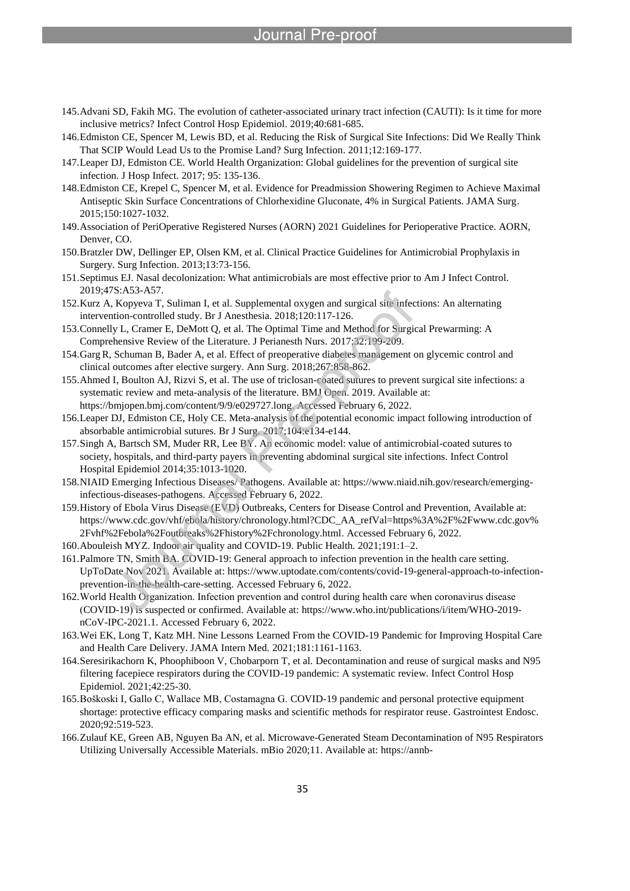145. Advani SD, Fakih MG. The evolution of catheter-associated urinary tract infection (CAUTI): Is it time for more inclusive metrics? Infect Control Hosp Epidemiol. 2019;40:681-685.
146. Edmiston CE, Spencer M, Lewis BD, et al. Reducing the Risk of Surgical Site Infections: Did We Really Think That SCIP Would Lead Us to the Promise Land? Surg Infection. 2011;12:169-177.
147. Leaper DJ, Edmiston CE. World Health Organization: Global guidelines for the prevention of surgical site infection. J Hosp Infect. 2017; 95: 135-136.
148. Edmiston CE, Krepel C, Spencer M, et al. Evidence for Preadmission Showering Regimen to Achieve Maximal Antiseptic Skin Surface Concentrations of Chlorhexidine Gluconate, 4% in Surgical Patients. JAMA Surg. 2015;150:1027-1032.
149. Association of PeriOperative Registered Nurses (AORN) 2021 Guidelines for Perioperative Practice. AORN, Denver, CO.
150. Bratzler DW, Dellinger EP, Olsen KM, et al. Clinical Practice Guidelines for Antimicrobial Prophylaxis in Surgery. Surg Infection. 2013;13:73-156.
151. Septimus EJ. Nasal decolonization: What antimicrobials are most effective prior to Am J Infect Control. 2019;47S:A53-A57.
152. Kurz A, Kopyeva T, Suliman I, et al. Supplemental oxygen and surgical site infections: An alternating intervention-controlled study. Br J Anesthesia. 2018;120:117-126.
153. Connelly L, Cramer E, DeMott Q, et al. The Optimal Time and Method for Surgical Prewarming: A Comprehensive Review of the Literature. J Perianesth Nurs. 2017;32:199-209.
154. Garg R, Schuman B, Bader A, et al. Effect of preoperative diabetes management on glycemic control and clinical outcomes after elective surgery. Ann Surg. 2018;267:858-862.
155. Ahmed I, Boulton AJ, Rizvi S, et al. The use of triclosan-coated sutures to prevent surgical site infections: a systematic review and meta-analysis of the literature. BMJ Open. 2019. Available at: https://bmjopen.bmj.com/content/9/9/e029727.long. Accessed February 6, 2022.
156. Leaper DJ, Edmiston CE, Holy CE. Meta-analysis of the potential economic impact following introduction of absorbable antimicrobial sutures. Br J Surg. 2017;104:e134-e144.
157. Singh A, Bartsch SM, Muder RR, Lee BY. An economic model: value of antimicrobial-coated sutures to society, hospitals, and third-party payers in preventing abdominal surgical site infections. Infect Control Hospital Epidemiol 2014;35:1013-1020.
158. NIAID Emerging Infectious Diseases/ Pathogens. Available at: https://www.niaid.nih.gov/research/emerging-infectious-diseases-pathogens. Accessed February 6, 2022.
159. History of Ebola Virus Disease (EVD) Outbreaks, Centers for Disease Control and Prevention, Available at: https://www.cdc.gov/vhf/ebola/history/chronology.html?CDC_AA_refVal=https%3A%2F%2Fwww.cdc.gov%2Fvhf%2Febola%2Foutbreaks%2Fhistory%2Fchronology.html. Accessed February 6, 2022.
160. Abouleish MYZ. Indoor air quality and COVID-19. Public Health. 2021;191:1–2.
161. Palmore TN, Smith BA. COVID-19: General approach to infection prevention in the health care setting. UpToDate Nov 2021. Available at: https://www.uptodate.com/contents/covid-19-general-approach-to-infection-prevention-in-the-health-care-setting. Accessed February 6, 2022.
162. World Health Organization. Infection prevention and control during health care when coronavirus disease (COVID-19) is suspected or confirmed. Available at: https://www.who.int/publications/i/item/WHO-2019-nCoV-IPC-2021.1. Accessed February 6, 2022.
163. Wei EK, Long T, Katz MH. Nine Lessons Learned From the COVID-19 Pandemic for Improving Hospital Care and Health Care Delivery. JAMA Intern Med. 2021;181:1161-1163.
164. Seresirikachorn K, Phoophiboon V, Chobarporn T, et al. Decontamination and reuse of surgical masks and N95 filtering facepiece respirators during the COVID-19 pandemic: A systematic review. Infect Control Hosp Epidemiol. 2021;42:25-30.
165. Boškoski I, Gallo C, Wallace MB, Costamagna G. COVID-19 pandemic and personal protective equipment shortage: protective efficacy comparing masks and scientific methods for respirator reuse. Gastrointest Endosc. 2020;92:519-523.
166. Zulauf KE, Green AB, Nguyen Ba AN, et al. Microwave-Generated Steam Decontamination of N95 Respirators Utilizing Universally Accessible Materials. mBio 2020;11. Available at: https://annb-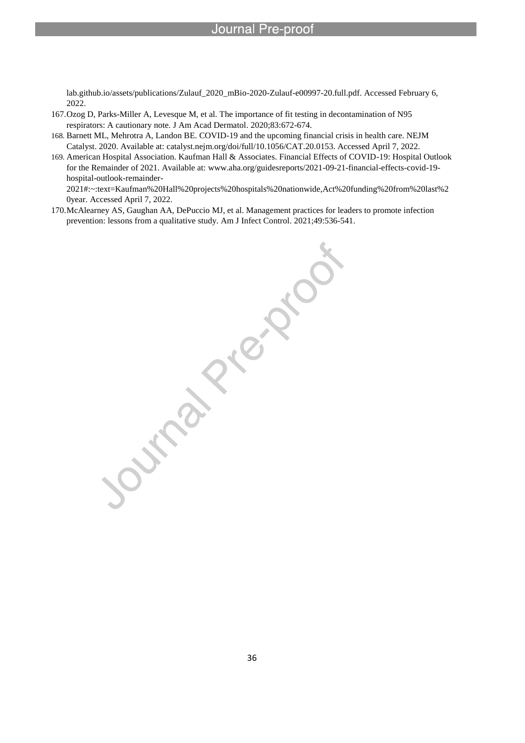lab.github.io/assets/publications/Zulauf_2020_mBio-2020-Zulauf-e00997-20.full.pdf. Accessed February 6, 2022.

167. Ozog D, Parks-Miller A, Levesque M, et al. The importance of fit testing in decontamination of N95 respirators: A cautionary note. J Am Acad Dermatol. 2020;83:672-674.
168. Barnett ML, Mehrotra A, Landon BE. COVID-19 and the upcoming financial crisis in health care. NEJM Catalyst. 2020. Available at: catalyst.nejm.org/doi/full/10.1056/CAT.20.0153. Accessed April 7, 2022.
169. American Hospital Association. Kaufman Hall & Associates. Financial Effects of COVID-19: Hospital Outlook for the Remainder of 2021. Available at: www.aha.org/guidesreports/2021-09-21-financial-effects-covid-19-hospital-outlook-remainder-2021#:~:text=Kaufman%20Hall%20projects%20hospitals%20nationwide,Act%20funding%20from%20last%20year. Accessed April 7, 2022.
170. McAlearney AS, Gaughan AA, DePuccio MJ, et al. Management practices for leaders to promote infection prevention: lessons from a qualitative study. Am J Infect Control. 2021;49:536-541.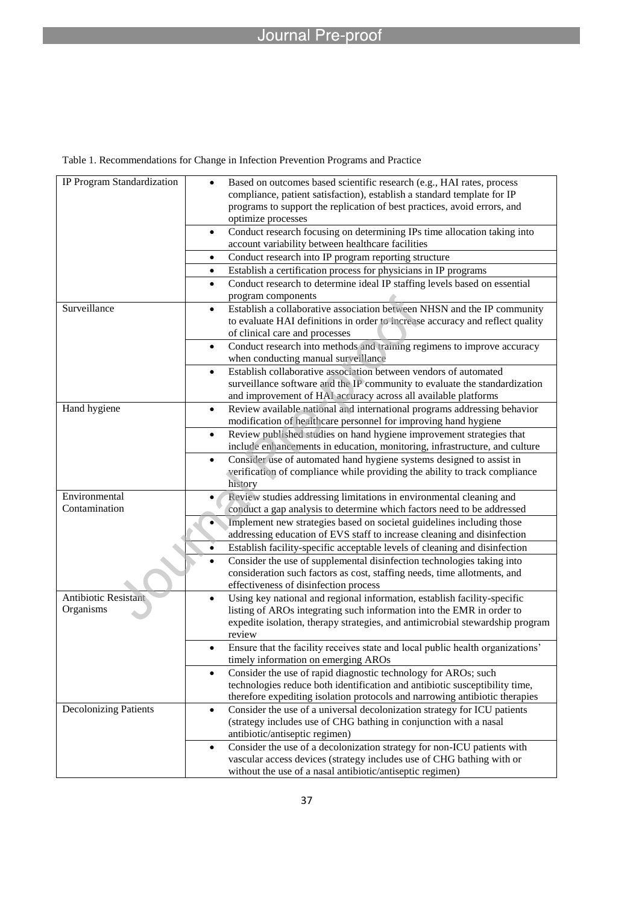Table 1. Recommendations for Change in Infection Prevention Programs and Practice

| Category | Recommendations |
|---|---|
| IP Program Standardization | • Based on outcomes based scientific research (e.g., HAI rates, process compliance, patient satisfaction), establish a standard template for IP programs to support the replication of best practices, avoid errors, and optimize processes |
| | • Conduct research focusing on determining IPs time allocation taking into account variability between healthcare facilities |
| | • Conduct research into IP program reporting structure |
| | • Establish a certification process for physicians in IP programs |
| | • Conduct research to determine ideal IP staffing levels based on essential program components |
| Surveillance | • Establish a collaborative association between NHSN and the IP community to evaluate HAI definitions in order to increase accuracy and reflect quality of clinical care and processes |
| | • Conduct research into methods and training regimens to improve accuracy when conducting manual surveillance |
| | • Establish collaborative association between vendors of automated surveillance software and the IP community to evaluate the standardization and improvement of HAI accuracy across all available platforms |
| Hand hygiene | • Review available national and international programs addressing behavior modification of healthcare personnel for improving hand hygiene |
| | • Review published studies on hand hygiene improvement strategies that include enhancements in education, monitoring, infrastructure, and culture |
| | • Consider use of automated hand hygiene systems designed to assist in verification of compliance while providing the ability to track compliance history |
| Environmental Contamination | • Review studies addressing limitations in environmental cleaning and conduct a gap analysis to determine which factors need to be addressed |
| | • Implement new strategies based on societal guidelines including those addressing education of EVS staff to increase cleaning and disinfection |
| | • Establish facility-specific acceptable levels of cleaning and disinfection |
| | • Consider the use of supplemental disinfection technologies taking into consideration such factors as cost, staffing needs, time allotments, and effectiveness of disinfection process |
| Antibiotic Resistant Organisms | • Using key national and regional information, establish facility-specific listing of AROs integrating such information into the EMR in order to expedite isolation, therapy strategies, and antimicrobial stewardship program review |
| | • Ensure that the facility receives state and local public health organizations' timely information on emerging AROs |
| | • Consider the use of rapid diagnostic technology for AROs; such technologies reduce both identification and antibiotic susceptibility time, therefore expediting isolation protocols and narrowing antibiotic therapies |
| Decolonizing Patients | • Consider the use of a universal decolonization strategy for ICU patients (strategy includes use of CHG bathing in conjunction with a nasal antibiotic/antiseptic regimen) |
| | • Consider the use of a decolonization strategy for non-ICU patients with vascular access devices (strategy includes use of CHG bathing with or without the use of a nasal antibiotic/antiseptic regimen) |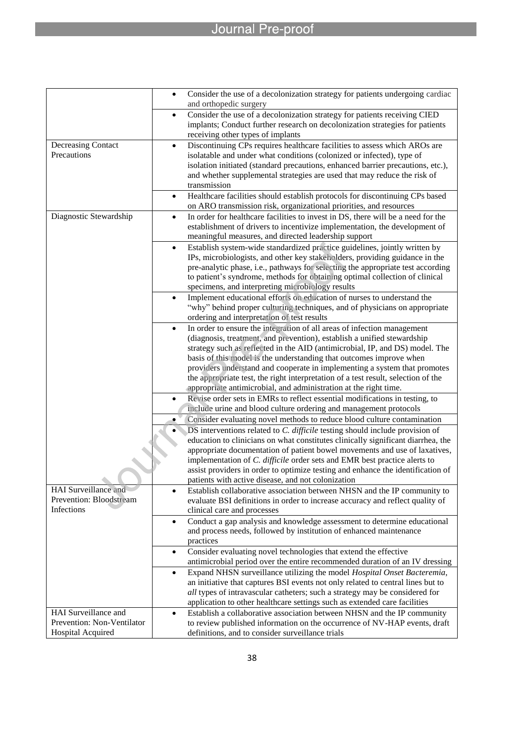| | |
|---|---|
| | • Consider the use of a decolonization strategy for patients undergoing cardiac and orthopedic surgery |
| | • Consider the use of a decolonization strategy for patients receiving CIED implants; Conduct further research on decolonization strategies for patients receiving other types of implants |
| Decreasing Contact Precautions | • Discontinuing CPs requires healthcare facilities to assess which AROs are isolatable and under what conditions (colonized or infected), type of isolation initiated (standard precautions, enhanced barrier precautions, etc.), and whether supplemental strategies are used that may reduce the risk of transmission |
| | • Healthcare facilities should establish protocols for discontinuing CPs based on ARO transmission risk, organizational priorities, and resources |
| Diagnostic Stewardship | • In order for healthcare facilities to invest in DS, there will be a need for the establishment of drivers to incentivize implementation, the development of meaningful measures, and directed leadership support |
| | • Establish system-wide standardized practice guidelines, jointly written by IPs, microbiologists, and other key stakeholders, providing guidance in the pre-analytic phase, i.e., pathways for selecting the appropriate test according to patient's syndrome, methods for obtaining optimal collection of clinical specimens, and interpreting microbiology results |
| | • Implement educational efforts on education of nurses to understand the "why" behind proper culturing techniques, and of physicians on appropriate ordering and interpretation of test results |
| | • In order to ensure the integration of all areas of infection management (diagnosis, treatment, and prevention), establish a unified stewardship strategy such as reflected in the AID (antimicrobial, IP, and DS) model. The basis of this model is the understanding that outcomes improve when providers understand and cooperate in implementing a system that promotes the appropriate test, the right interpretation of a test result, selection of the appropriate antimicrobial, and administration at the right time. |
| | • Revise order sets in EMRs to reflect essential modifications in testing, to include urine and blood culture ordering and management protocols |
| | • Consider evaluating novel methods to reduce blood culture contamination |
| | • DS interventions related to *C. difficile* testing should include provision of education to clinicians on what constitutes clinically significant diarrhea, the appropriate documentation of patient bowel movements and use of laxatives, implementation of *C. difficile* order sets and EMR best practice alerts to assist providers in order to optimize testing and enhance the identification of patients with active disease, and not colonization |
| HAI Surveillance and Prevention: Bloodstream Infections | • Establish collaborative association between NHSN and the IP community to evaluate BSI definitions in order to increase accuracy and reflect quality of clinical care and processes |
| | • Conduct a gap analysis and knowledge assessment to determine educational and process needs, followed by institution of enhanced maintenance practices |
| | • Consider evaluating novel technologies that extend the effective antimicrobial period over the entire recommended duration of an IV dressing |
| | • Expand NHSN surveillance utilizing the model *Hospital Onset Bacteremia*, an initiative that captures BSI events not only related to central lines but to *all* types of intravascular catheters; such a strategy may be considered for application to other healthcare settings such as extended care facilities |
| HAI Surveillance and Prevention: Non-Ventilator Hospital Acquired | • Establish a collaborative association between NHSN and the IP community to review published information on the occurrence of NV-HAP events, draft definitions, and to consider surveillance trials |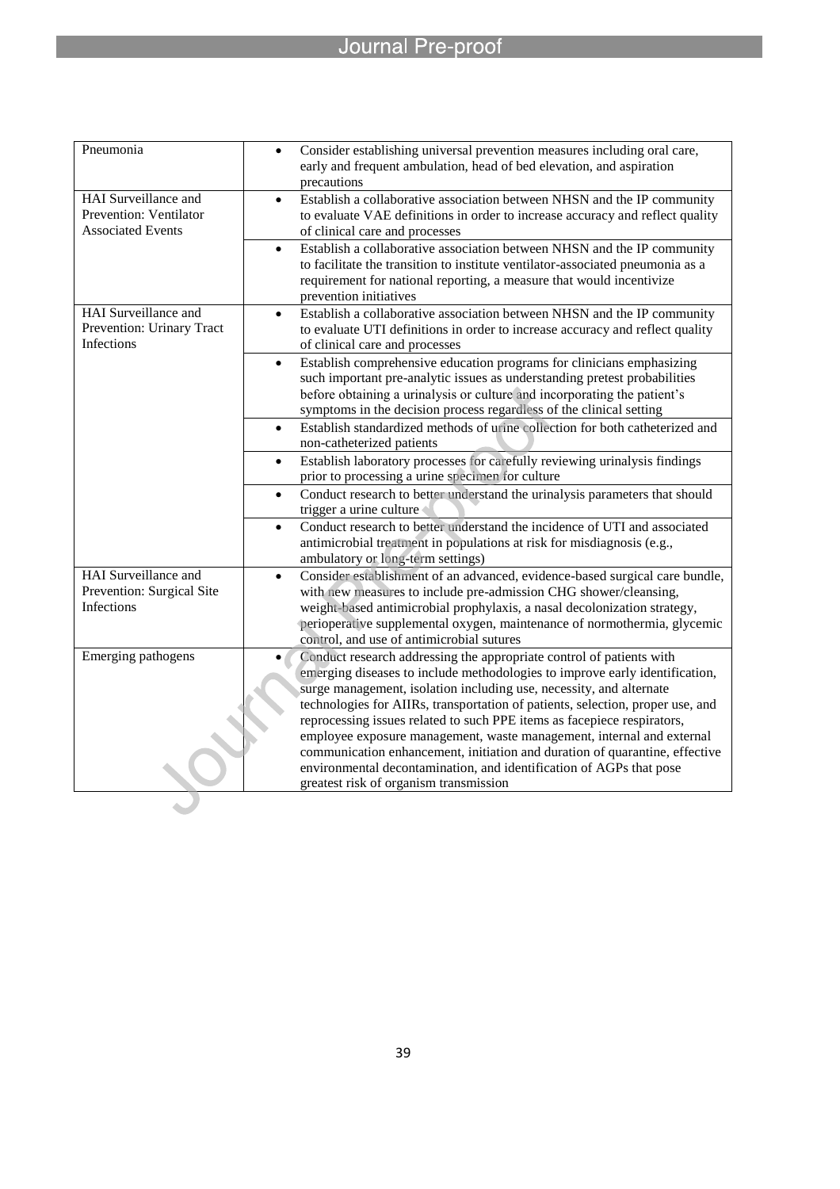| | |
|---|---|
| Pneumonia | • Consider establishing universal prevention measures including oral care, early and frequent ambulation, head of bed elevation, and aspiration precautions |
| HAI Surveillance and Prevention: Ventilator Associated Events | • Establish a collaborative association between NHSN and the IP community to evaluate VAE definitions in order to increase accuracy and reflect quality of clinical care and processes |
| | • Establish a collaborative association between NHSN and the IP community to facilitate the transition to institute ventilator-associated pneumonia as a requirement for national reporting, a measure that would incentivize prevention initiatives |
| HAI Surveillance and Prevention: Urinary Tract Infections | • Establish a collaborative association between NHSN and the IP community to evaluate UTI definitions in order to increase accuracy and reflect quality of clinical care and processes |
| | • Establish comprehensive education programs for clinicians emphasizing such important pre-analytic issues as understanding pretest probabilities before obtaining a urinalysis or culture and incorporating the patient's symptoms in the decision process regardless of the clinical setting |
| | • Establish standardized methods of urine collection for both catheterized and non-catheterized patients |
| | • Establish laboratory processes for carefully reviewing urinalysis findings prior to processing a urine specimen for culture |
| | • Conduct research to better understand the urinalysis parameters that should trigger a urine culture |
| | • Conduct research to better understand the incidence of UTI and associated antimicrobial treatment in populations at risk for misdiagnosis (e.g., ambulatory or long-term settings) |
| HAI Surveillance and Prevention: Surgical Site Infections | • Consider establishment of an advanced, evidence-based surgical care bundle, with new measures to include pre-admission CHG shower/cleansing, weight-based antimicrobial prophylaxis, a nasal decolonization strategy, perioperative supplemental oxygen, maintenance of normothermia, glycemic control, and use of antimicrobial sutures |
| Emerging pathogens | • Conduct research addressing the appropriate control of patients with emerging diseases to include methodologies to improve early identification, surge management, isolation including use, necessity, and alternate technologies for AIIRs, transportation of patients, selection, proper use, and reprocessing issues related to such PPE items as facepiece respirators, employee exposure management, waste management, internal and external communication enhancement, initiation and duration of quarantine, effective environmental decontamination, and identification of AGPs that pose greatest risk of organism transmission |